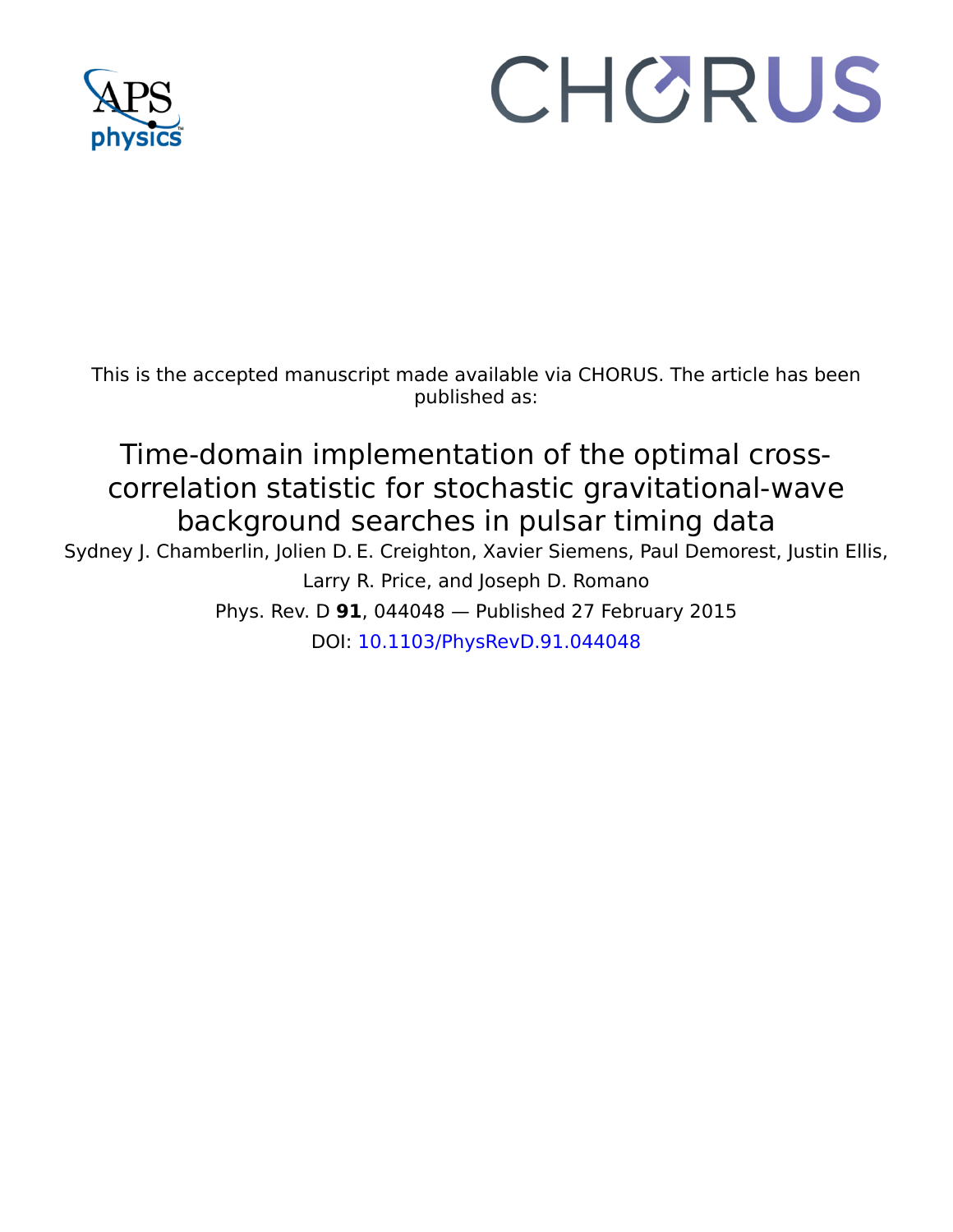This is the accepted manuscript made available via CHORUS. The article has been published as:

# Time-domain implementation of the optimal cross-correlation statistic for stochastic gravitational-wave background searches in pulsar timing data

Sydney J. Chamberlin, Jolien D. E. Creighton, Xavier Siemens, Paul Demorest, Justin Ellis, Larry R. Price, and Joseph D. Romano

Phys. Rev. D **91**, 044048 — Published 27 February 2015

DOI: 10.1103/PhysRevD.91.044048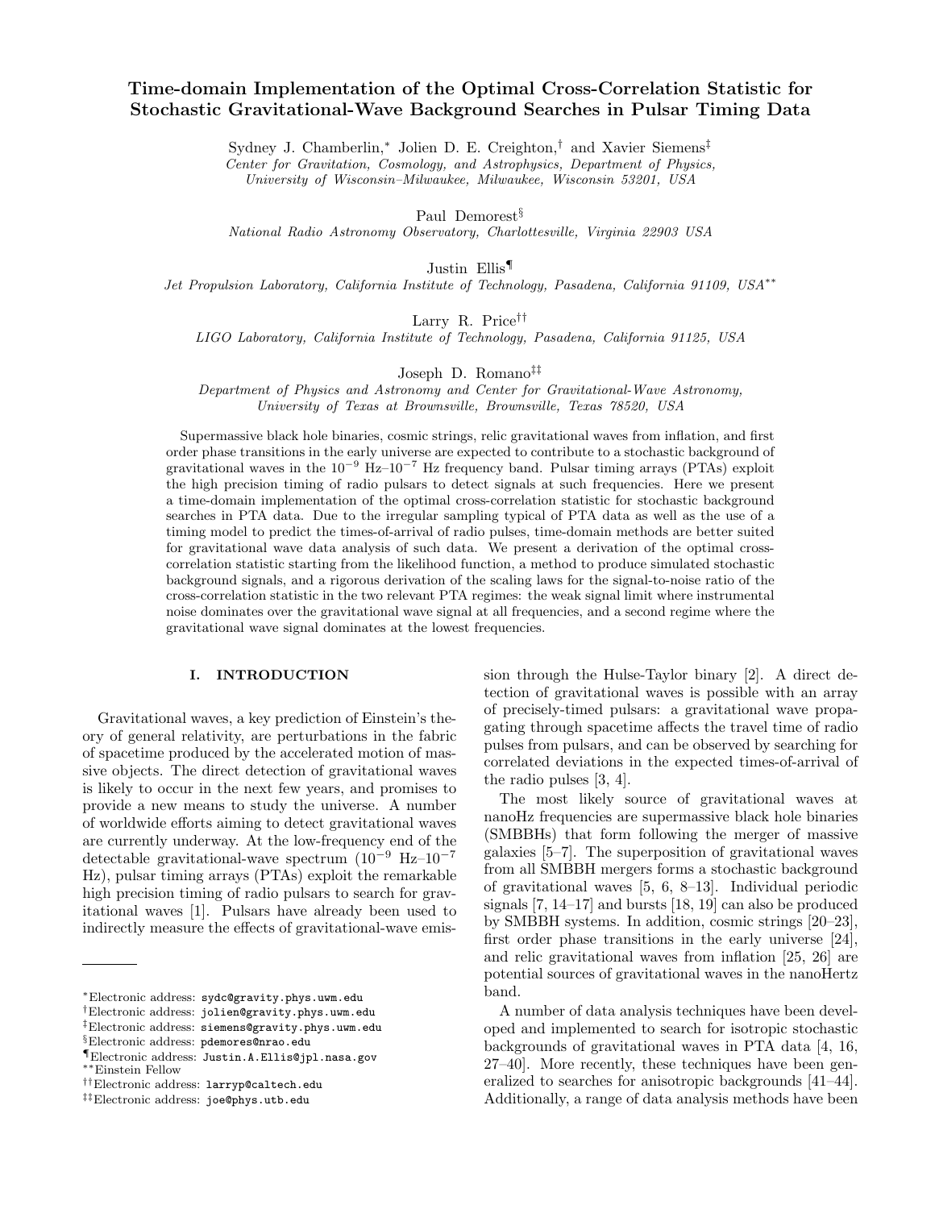# Time-domain Implementation of the Optimal Cross-Correlation Statistic for Stochastic Gravitational-Wave Background Searches in Pulsar Timing Data

Sydney J. Chamberlin,[*] Jolien D. E. Creighton,[†] and Xavier Siemens[‡]

*Center for Gravitation, Cosmology, and Astrophysics, Department of Physics, University of Wisconsin–Milwaukee, Milwaukee, Wisconsin 53201, USA*

Paul Demorest[§]

*National Radio Astronomy Observatory, Charlottesville, Virginia 22903 USA*

Justin Ellis[¶]

*Jet Propulsion Laboratory, California Institute of Technology, Pasadena, California 91109, USA*[**]

Larry R. Price[††]

*LIGO Laboratory, California Institute of Technology, Pasadena, California 91125, USA*

Joseph D. Romano[‡‡]

*Department of Physics and Astronomy and Center for Gravitational-Wave Astronomy, University of Texas at Brownsville, Brownsville, Texas 78520, USA*

Supermassive black hole binaries, cosmic strings, relic gravitational waves from inflation, and first order phase transitions in the early universe are expected to contribute to a stochastic background of gravitational waves in the $10^{-9}$ Hz–$10^{-7}$ Hz frequency band. Pulsar timing arrays (PTAs) exploit the high precision timing of radio pulsars to detect signals at such frequencies. Here we present a time-domain implementation of the optimal cross-correlation statistic for stochastic background searches in PTA data. Due to the irregular sampling typical of PTA data as well as the use of a timing model to predict the times-of-arrival of radio pulses, time-domain methods are better suited for gravitational wave data analysis of such data. We present a derivation of the optimal cross-correlation statistic starting from the likelihood function, a method to produce simulated stochastic background signals, and a rigorous derivation of the scaling laws for the signal-to-noise ratio of the cross-correlation statistic in the two relevant PTA regimes: the weak signal limit where instrumental noise dominates over the gravitational wave signal at all frequencies, and a second regime where the gravitational wave signal dominates at the lowest frequencies.

## I. INTRODUCTION

Gravitational waves, a key prediction of Einstein's theory of general relativity, are perturbations in the fabric of spacetime produced by the accelerated motion of massive objects. The direct detection of gravitational waves is likely to occur in the next few years, and promises to provide a new means to study the universe. A number of worldwide efforts aiming to detect gravitational waves are currently underway. At the low-frequency end of the detectable gravitational-wave spectrum ($10^{-9}$ Hz–$10^{-7}$ Hz), pulsar timing arrays (PTAs) exploit the remarkable high precision timing of radio pulsars to search for gravitational waves [1]. Pulsars have already been used to indirectly measure the effects of gravitational-wave emission through the Hulse-Taylor binary [2]. A direct detection of gravitational waves is possible with an array of precisely-timed pulsars: a gravitational wave propagating through spacetime affects the travel time of radio pulses from pulsars, and can be observed by searching for correlated deviations in the expected times-of-arrival of the radio pulses [3, 4].

The most likely source of gravitational waves at nanoHz frequencies are supermassive black hole binaries (SMBBHs) that form following the merger of massive galaxies [5–7]. The superposition of gravitational waves from all SMBBH mergers forms a stochastic background of gravitational waves [5, 6, 8–13]. Individual periodic signals [7, 14–17] and bursts [18, 19] can also be produced by SMBBH systems. In addition, cosmic strings [20–23], first order phase transitions in the early universe [24], and relic gravitational waves from inflation [25, 26] are potential sources of gravitational waves in the nanoHertz band.

A number of data analysis techniques have been developed and implemented to search for isotropic stochastic backgrounds of gravitational waves in PTA data [4, 16, 27–40]. More recently, these techniques have been generalized to searches for anisotropic backgrounds [41–44]. Additionally, a range of data analysis methods have been

---

[*] Electronic address: sydc@gravity.phys.uwm.edu

[†] Electronic address: jolien@gravity.phys.uwm.edu

[‡] Electronic address: siemens@gravity.phys.uwm.edu

[§] Electronic address: pdemores@nrao.edu

[¶] Electronic address: Justin.A.Ellis@jpl.nasa.gov

[**] Einstein Fellow

[††] Electronic address: larryp@caltech.edu

[‡‡] Electronic address: joe@phys.utb.edu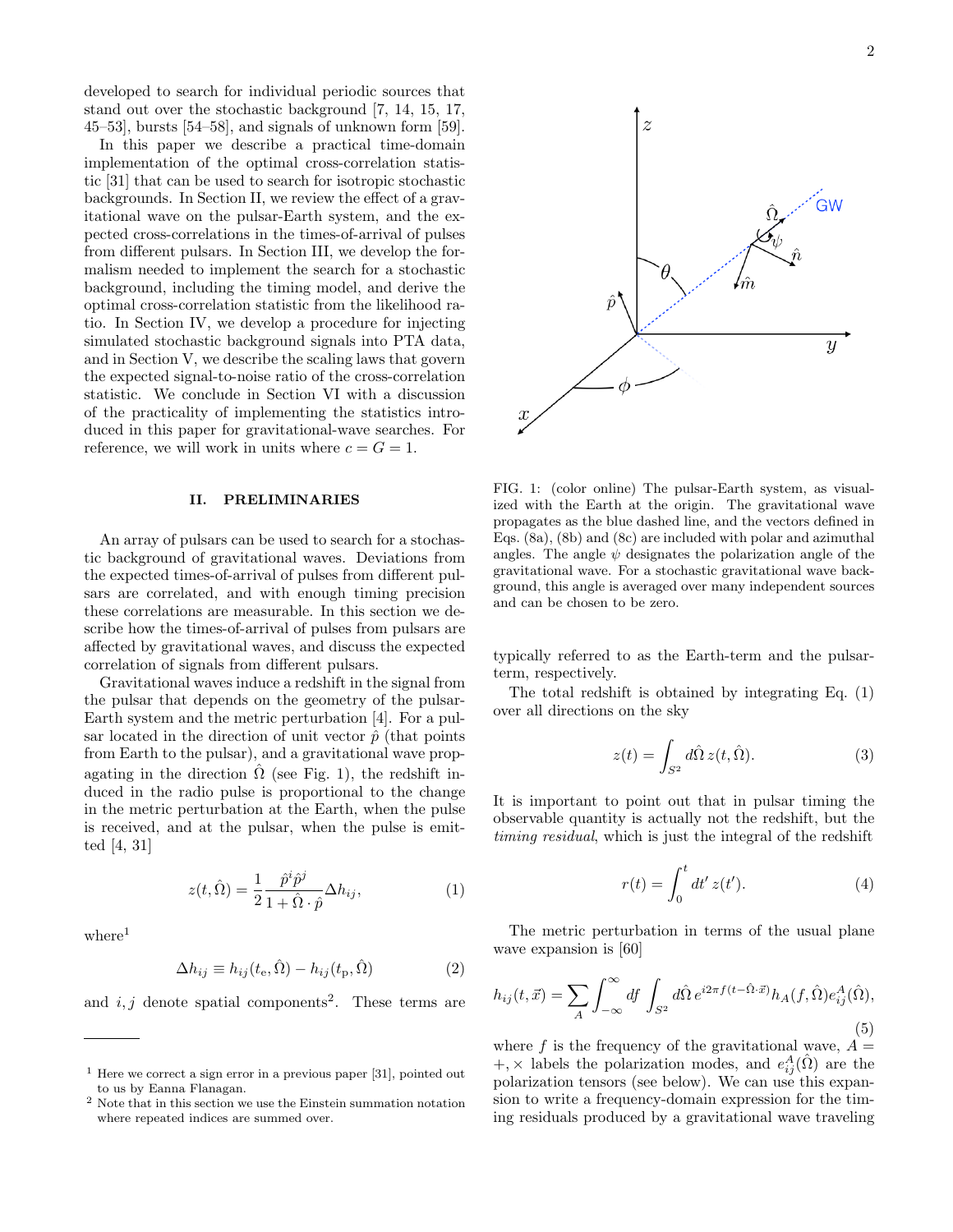developed to search for individual periodic sources that stand out over the stochastic background [7, 14, 15, 17, 45–53], bursts [54–58], and signals of unknown form [59].

In this paper we describe a practical time-domain implementation of the optimal cross-correlation statistic [31] that can be used to search for isotropic stochastic backgrounds. In Section II, we review the effect of a gravitational wave on the pulsar-Earth system, and the expected cross-correlations in the times-of-arrival of pulses from different pulsars. In Section III, we develop the formalism needed to implement the search for a stochastic background, including the timing model, and derive the optimal cross-correlation statistic from the likelihood ratio. In Section IV, we develop a procedure for injecting simulated stochastic background signals into PTA data, and in Section V, we describe the scaling laws that govern the expected signal-to-noise ratio of the cross-correlation statistic. We conclude in Section VI with a discussion of the practicality of implementing the statistics introduced in this paper for gravitational-wave searches. For reference, we will work in units where $c = G = 1$.

## II. PRELIMINARIES

An array of pulsars can be used to search for a stochastic background of gravitational waves. Deviations from the expected times-of-arrival of pulses from different pulsars are correlated, and with enough timing precision these correlations are measurable. In this section we describe how the times-of-arrival of pulses from pulsars are affected by gravitational waves, and discuss the expected correlation of signals from different pulsars.

Gravitational waves induce a redshift in the signal from the pulsar that depends on the geometry of the pulsar-Earth system and the metric perturbation [4]. For a pulsar located in the direction of unit vector $\hat{p}$ (that points from Earth to the pulsar), and a gravitational wave propagating in the direction $\hat{\Omega}$ (see Fig. 1), the redshift induced in the radio pulse is proportional to the change in the metric perturbation at the Earth, when the pulse is received, and at the pulsar, when the pulse is emitted [4, 31]

$$z(t, \hat{\Omega}) = \frac{1}{2}\frac{\hat{p}^i \hat{p}^j}{1 + \hat{\Omega}\cdot\hat{p}} \Delta h_{ij}, \tag{1}$$

where[1]

$$\Delta h_{ij} \equiv h_{ij}(t_e, \hat{\Omega}) - h_{ij}(t_p, \hat{\Omega}) \tag{2}$$

and $i, j$ denote spatial components[2]. These terms are typically referred to as the Earth-term and the pulsar-term, respectively.

FIG. 1: (color online) The pulsar-Earth system, as visualized with the Earth at the origin. The gravitational wave propagates as the blue dashed line, and the vectors defined in Eqs. (8a), (8b) and (8c) are included with polar and azimuthal angles. The angle $\psi$ designates the polarization angle of the gravitational wave. For a stochastic gravitational wave background, this angle is averaged over many independent sources and can be chosen to be zero.

The total redshift is obtained by integrating Eq. (1) over all directions on the sky

$$z(t) = \int_{S^2} d\hat{\Omega}\, z(t, \hat{\Omega}). \tag{3}$$

It is important to point out that in pulsar timing the observable quantity is actually not the redshift, but the *timing residual*, which is just the integral of the redshift

$$r(t) = \int_0^t dt'\, z(t'). \tag{4}$$

The metric perturbation in terms of the usual plane wave expansion is [60]

$$h_{ij}(t, \vec{x}) = \sum_A \int_{-\infty}^{\infty} df \int_{S^2} d\hat{\Omega}\, e^{i2\pi f(t - \hat{\Omega}\cdot\vec{x})} h_A(f, \hat{\Omega}) e^A_{ij}(\hat{\Omega}), \tag{5}$$

where $f$ is the frequency of the gravitational wave, $A = +, \times$ labels the polarization modes, and $e^A_{ij}(\hat{\Omega})$ are the polarization tensors (see below). We can use this expansion to write a frequency-domain expression for the timing residuals produced by a gravitational wave traveling

[1] Here we correct a sign error in a previous paper [31], pointed out to us by Eanna Flanagan.

[2] Note that in this section we use the Einstein summation notation where repeated indices are summed over.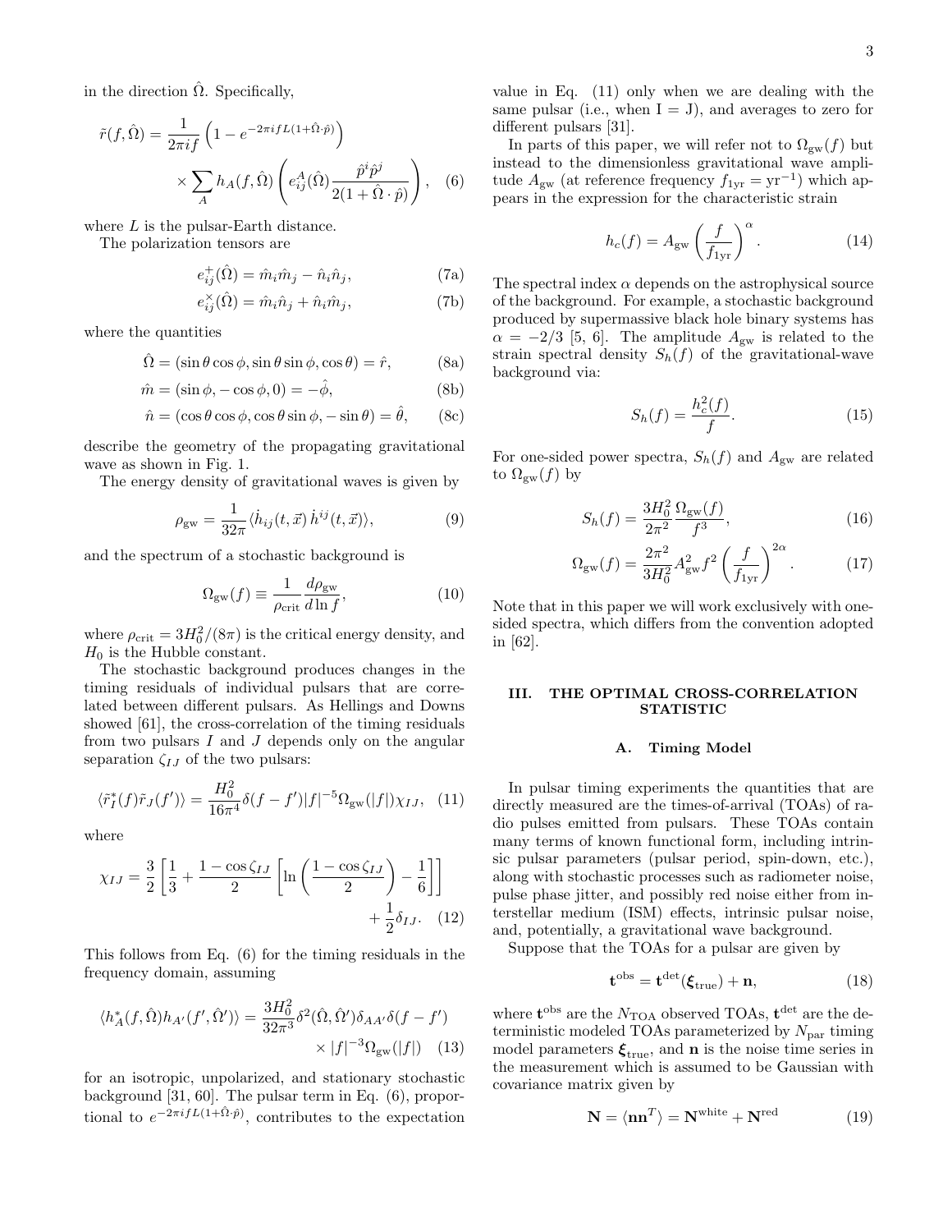in the direction $\hat{\Omega}$. Specifically,

$$\tilde{r}(f,\hat{\Omega}) = \frac{1}{2\pi i f}\left(1 - e^{-2\pi i f L(1+\hat{\Omega}\cdot\hat{p})}\right) \times \sum_A h_A(f,\hat{\Omega})\left(e^A_{ij}(\hat{\Omega})\frac{\hat{p}^i\hat{p}^j}{2(1+\hat{\Omega}\cdot\hat{p})}\right), \quad (6)$$

where $L$ is the pulsar-Earth distance.

The polarization tensors are

$$e^{+}_{ij}(\hat{\Omega}) = \hat{m}_i\hat{m}_j - \hat{n}_i\hat{n}_j, \quad (7a)$$

$$e^{\times}_{ij}(\hat{\Omega}) = \hat{m}_i\hat{n}_j + \hat{n}_i\hat{m}_j, \quad (7b)$$

where the quantities

$$\hat{\Omega} = (\sin\theta\cos\phi, \sin\theta\sin\phi, \cos\theta) = \hat{r}, \quad (8a)$$

$$\hat{m} = (\sin\phi, -\cos\phi, 0) = -\hat{\phi}, \quad (8b)$$

$$\hat{n} = (\cos\theta\cos\phi, \cos\theta\sin\phi, -\sin\theta) = \hat{\theta}, \quad (8c)$$

describe the geometry of the propagating gravitational wave as shown in Fig. 1.

The energy density of gravitational waves is given by

$$\rho_{\rm gw} = \frac{1}{32\pi}\langle \dot{h}_{ij}(t,\vec{x})\,\dot{h}^{ij}(t,\vec{x})\rangle, \quad (9)$$

and the spectrum of a stochastic background is

$$\Omega_{\rm gw}(f) \equiv \frac{1}{\rho_{\rm crit}}\frac{d\rho_{\rm gw}}{d\ln f}, \quad (10)$$

where $\rho_{\rm crit} = 3H_0^2/(8\pi)$ is the critical energy density, and $H_0$ is the Hubble constant.

The stochastic background produces changes in the timing residuals of individual pulsars that are correlated between different pulsars. As Hellings and Downs showed [61], the cross-correlation of the timing residuals from two pulsars $I$ and $J$ depends only on the angular separation $\zeta_{IJ}$ of the two pulsars:

$$\langle \tilde{r}^*_I(f)\tilde{r}_J(f')\rangle = \frac{H_0^2}{16\pi^4}\delta(f-f')|f|^{-5}\Omega_{\rm gw}(|f|)\chi_{IJ}, \quad (11)$$

where

$$\chi_{IJ} = \frac{3}{2}\left[\frac{1}{3} + \frac{1-\cos\zeta_{IJ}}{2}\left[\ln\left(\frac{1-\cos\zeta_{IJ}}{2}\right) - \frac{1}{6}\right]\right] + \frac{1}{2}\delta_{IJ}. \quad (12)$$

This follows from Eq. (6) for the timing residuals in the frequency domain, assuming

$$\langle h^*_A(f,\hat{\Omega})h_{A'}(f',\hat{\Omega}')\rangle = \frac{3H_0^2}{32\pi^3}\delta^2(\hat{\Omega},\hat{\Omega}')\delta_{AA'}\delta(f-f') \times |f|^{-3}\Omega_{\rm gw}(|f|) \quad (13)$$

for an isotropic, unpolarized, and stationary stochastic background [31, 60]. The pulsar term in Eq. (6), proportional to $e^{-2\pi i f L(1+\hat{\Omega}\cdot\hat{p})}$, contributes to the expectation value in Eq. (11) only when we are dealing with the same pulsar (i.e., when I = J), and averages to zero for different pulsars [31].

In parts of this paper, we will refer not to $\Omega_{\rm gw}(f)$ but instead to the dimensionless gravitational wave amplitude $A_{\rm gw}$ (at reference frequency $f_{\rm 1yr} = {\rm yr}^{-1}$) which appears in the expression for the characteristic strain

$$h_c(f) = A_{\rm gw}\left(\frac{f}{f_{\rm 1yr}}\right)^{\alpha}. \quad (14)$$

The spectral index $\alpha$ depends on the astrophysical source of the background. For example, a stochastic background produced by supermassive black hole binary systems has $\alpha = -2/3$ [5, 6]. The amplitude $A_{\rm gw}$ is related to the strain spectral density $S_h(f)$ of the gravitational-wave background via:

$$S_h(f) = \frac{h_c^2(f)}{f}. \quad (15)$$

For one-sided power spectra, $S_h(f)$ and $A_{\rm gw}$ are related to $\Omega_{\rm gw}(f)$ by

$$S_h(f) = \frac{3H_0^2}{2\pi^2}\frac{\Omega_{\rm gw}(f)}{f^3}, \quad (16)$$

$$\Omega_{\rm gw}(f) = \frac{2\pi^2}{3H_0^2}A^2_{\rm gw}f^2\left(\frac{f}{f_{\rm 1yr}}\right)^{2\alpha}. \quad (17)$$

Note that in this paper we will work exclusively with one-sided spectra, which differs from the convention adopted in [62].

## III. THE OPTIMAL CROSS-CORRELATION STATISTIC

### A. Timing Model

In pulsar timing experiments the quantities that are directly measured are the times-of-arrival (TOAs) of radio pulses emitted from pulsars. These TOAs contain many terms of known functional form, including intrinsic pulsar parameters (pulsar period, spin-down, etc.), along with stochastic processes such as radiometer noise, pulse phase jitter, and possibly red noise either from interstellar medium (ISM) effects, intrinsic pulsar noise, and, potentially, a gravitational wave background.

Suppose that the TOAs for a pulsar are given by

$$\mathbf{t}^{\rm obs} = \mathbf{t}^{\rm det}(\boldsymbol{\xi}_{\rm true}) + \mathbf{n}, \quad (18)$$

where $\mathbf{t}^{\rm obs}$ are the $N_{\rm TOA}$ observed TOAs, $\mathbf{t}^{\rm det}$ are the deterministic modeled TOAs parameterized by $N_{\rm par}$ timing model parameters $\boldsymbol{\xi}_{\rm true}$, and $\mathbf{n}$ is the noise time series in the measurement which is assumed to be Gaussian with covariance matrix given by

$$\mathbf{N} = \langle \mathbf{n}\mathbf{n}^T\rangle = \mathbf{N}^{\rm white} + \mathbf{N}^{\rm red} \quad (19)$$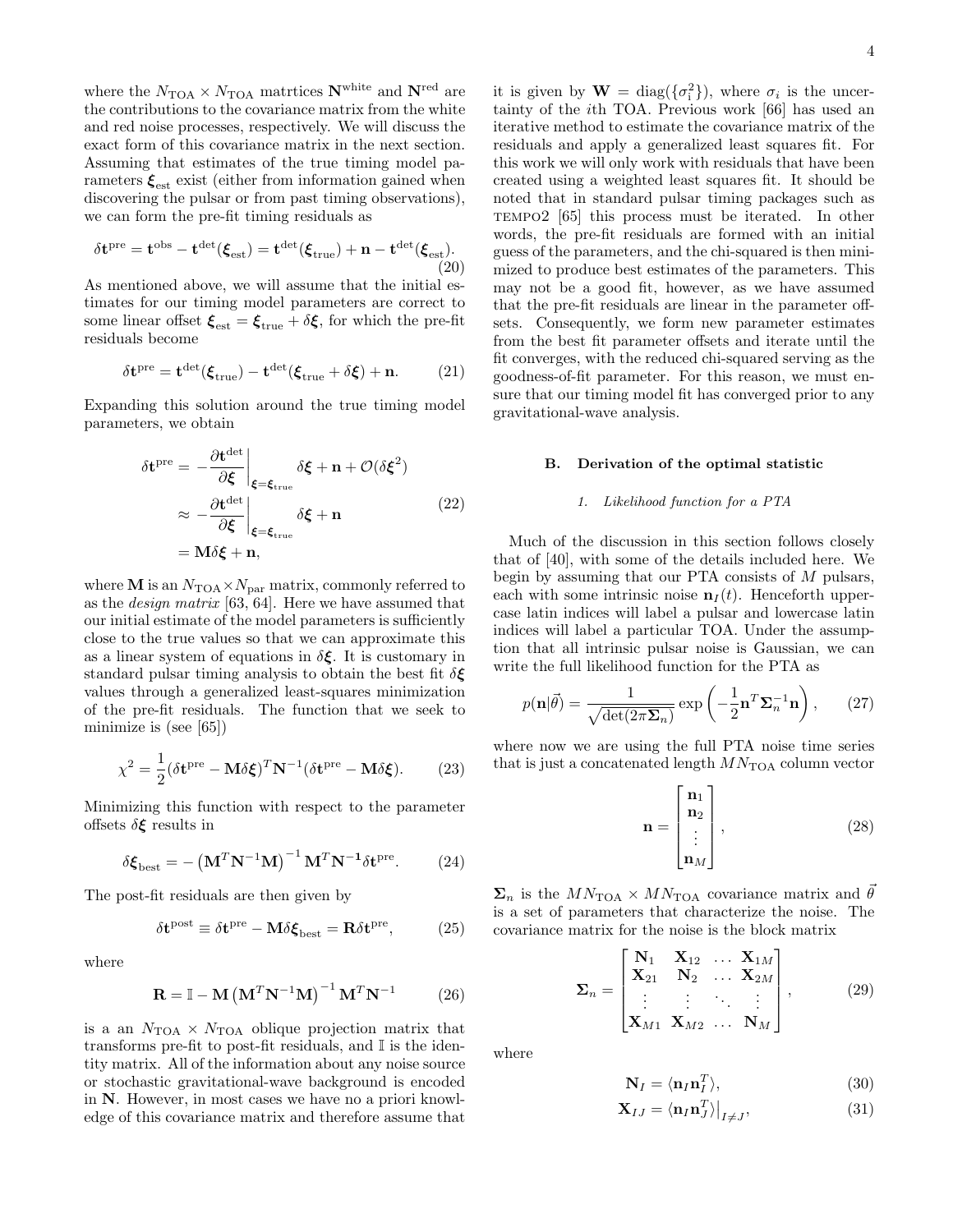where the $N_{\rm TOA} \times N_{\rm TOA}$ matrtices $\mathbf{N}^{\rm white}$ and $\mathbf{N}^{\rm red}$ are the contributions to the covariance matrix from the white and red noise processes, respectively. We will discuss the exact form of this covariance matrix in the next section. Assuming that estimates of the true timing model parameters $\boldsymbol{\xi}_{\rm est}$ exist (either from information gained when discovering the pulsar or from past timing observations), we can form the pre-fit timing residuals as

$$\delta\mathbf{t}^{\rm pre} = \mathbf{t}^{\rm obs} - \mathbf{t}^{\rm det}(\boldsymbol{\xi}_{\rm est}) = \mathbf{t}^{\rm det}(\boldsymbol{\xi}_{\rm true}) + \mathbf{n} - \mathbf{t}^{\rm det}(\boldsymbol{\xi}_{\rm est}). \tag{20}$$

As mentioned above, we will assume that the initial estimates for our timing model parameters are correct to some linear offset $\boldsymbol{\xi}_{\rm est} = \boldsymbol{\xi}_{\rm true} + \delta\boldsymbol{\xi}$, for which the pre-fit residuals become

$$\delta\mathbf{t}^{\rm pre} = \mathbf{t}^{\rm det}(\boldsymbol{\xi}_{\rm true}) - \mathbf{t}^{\rm det}(\boldsymbol{\xi}_{\rm true} + \delta\boldsymbol{\xi}) + \mathbf{n}. \tag{21}$$

Expanding this solution around the true timing model parameters, we obtain

$$\begin{aligned}
\delta\mathbf{t}^{\rm pre} &= -\frac{\partial \mathbf{t}^{\rm det}}{\partial \boldsymbol{\xi}}\bigg|_{\boldsymbol{\xi}=\boldsymbol{\xi}_{\rm true}} \delta\boldsymbol{\xi} + \mathbf{n} + \mathcal{O}(\delta\boldsymbol{\xi}^2) \\
&\approx -\frac{\partial \mathbf{t}^{\rm det}}{\partial \boldsymbol{\xi}}\bigg|_{\boldsymbol{\xi}=\boldsymbol{\xi}_{\rm true}} \delta\boldsymbol{\xi} + \mathbf{n} \\
&= \mathbf{M}\delta\boldsymbol{\xi} + \mathbf{n},
\end{aligned} \tag{22}$$

where $\mathbf{M}$ is an $N_{\rm TOA} \times N_{\rm par}$ matrix, commonly referred to as the *design matrix* [63, 64]. Here we have assumed that our initial estimate of the model parameters is sufficiently close to the true values so that we can approximate this as a linear system of equations in $\delta\boldsymbol{\xi}$. It is customary in standard pulsar timing analysis to obtain the best fit $\delta\boldsymbol{\xi}$ values through a generalized least-squares minimization of the pre-fit residuals. The function that we seek to minimize is (see [65])

$$\chi^2 = \frac{1}{2}(\delta\mathbf{t}^{\rm pre} - \mathbf{M}\delta\boldsymbol{\xi})^T \mathbf{N}^{-1} (\delta\mathbf{t}^{\rm pre} - \mathbf{M}\delta\boldsymbol{\xi}). \tag{23}$$

Minimizing this function with respect to the parameter offsets $\delta\boldsymbol{\xi}$ results in

$$\delta\boldsymbol{\xi}_{\rm best} = -\left(\mathbf{M}^T\mathbf{N}^{-1}\mathbf{M}\right)^{-1}\mathbf{M}^T\mathbf{N}^{-1}\delta\mathbf{t}^{\rm pre}. \tag{24}$$

The post-fit residuals are then given by

$$\delta\mathbf{t}^{\rm post} \equiv \delta\mathbf{t}^{\rm pre} - \mathbf{M}\delta\boldsymbol{\xi}_{\rm best} = \mathbf{R}\delta\mathbf{t}^{\rm pre}, \tag{25}$$

where

$$\mathbf{R} = \mathbb{I} - \mathbf{M}\left(\mathbf{M}^T\mathbf{N}^{-1}\mathbf{M}\right)^{-1}\mathbf{M}^T\mathbf{N}^{-1} \tag{26}$$

is a an $N_{\rm TOA} \times N_{\rm TOA}$ oblique projection matrix that transforms pre-fit to post-fit residuals, and $\mathbb{I}$ is the identity matrix. All of the information about any noise source or stochastic gravitational-wave background is encoded in $\mathbf{N}$. However, in most cases we have no a priori knowledge of this covariance matrix and therefore assume that it is given by $\mathbf{W} = \mathrm{diag}(\{\sigma_i^2\})$, where $\sigma_i$ is the uncertainty of the $i$th TOA. Previous work [66] has used an iterative method to estimate the covariance matrix of the residuals and apply a generalized least squares fit. For this work we will only work with residuals that have been created using a weighted least squares fit. It should be noted that in standard pulsar timing packages such as TEMPO2 [65] this process must be iterated. In other words, the pre-fit residuals are formed with an initial guess of the parameters, and the chi-squared is then minimized to produce best estimates of the parameters. This may not be a good fit, however, as we have assumed that the pre-fit residuals are linear in the parameter offsets. Consequently, we form new parameter estimates from the best fit parameter offsets and iterate until the fit converges, with the reduced chi-squared serving as the goodness-of-fit parameter. For this reason, we must ensure that our timing model fit has converged prior to any gravitational-wave analysis.

### B. Derivation of the optimal statistic

#### 1. Likelihood function for a PTA

Much of the discussion in this section follows closely that of [40], with some of the details included here. We begin by assuming that our PTA consists of $M$ pulsars, each with some intrinsic noise $\mathbf{n}_I(t)$. Henceforth uppercase latin indices will label a pulsar and lowercase latin indices will label a particular TOA. Under the assumption that all intrinsic pulsar noise is Gaussian, we can write the full likelihood function for the PTA as

$$p(\mathbf{n}|\vec{\theta}) = \frac{1}{\sqrt{\det(2\pi\boldsymbol{\Sigma}_n)}} \exp\left(-\frac{1}{2}\mathbf{n}^T\boldsymbol{\Sigma}_n^{-1}\mathbf{n}\right), \tag{27}$$

where now we are using the full PTA noise time series that is just a concatenated length $MN_{\rm TOA}$ column vector

$$\mathbf{n} = \begin{bmatrix} \mathbf{n}_1 \\ \mathbf{n}_2 \\ \vdots \\ \mathbf{n}_M \end{bmatrix}, \tag{28}$$

$\boldsymbol{\Sigma}_n$ is the $MN_{\rm TOA} \times MN_{\rm TOA}$ covariance matrix and $\vec{\theta}$ is a set of parameters that characterize the noise. The covariance matrix for the noise is the block matrix

$$\boldsymbol{\Sigma}_n = \begin{bmatrix} \mathbf{N}_1 & \mathbf{X}_{12} & \dots & \mathbf{X}_{1M} \\ \mathbf{X}_{21} & \mathbf{N}_2 & \dots & \mathbf{X}_{2M} \\ \vdots & \vdots & \ddots & \vdots \\ \mathbf{X}_{M1} & \mathbf{X}_{M2} & \dots & \mathbf{N}_M \end{bmatrix}, \tag{29}$$

where

$$\mathbf{N}_I = \langle \mathbf{n}_I \mathbf{n}_I^T \rangle, \tag{30}$$

$$\mathbf{X}_{IJ} = \langle \mathbf{n}_I \mathbf{n}_J^T \rangle\big|_{I \neq J}, \tag{31}$$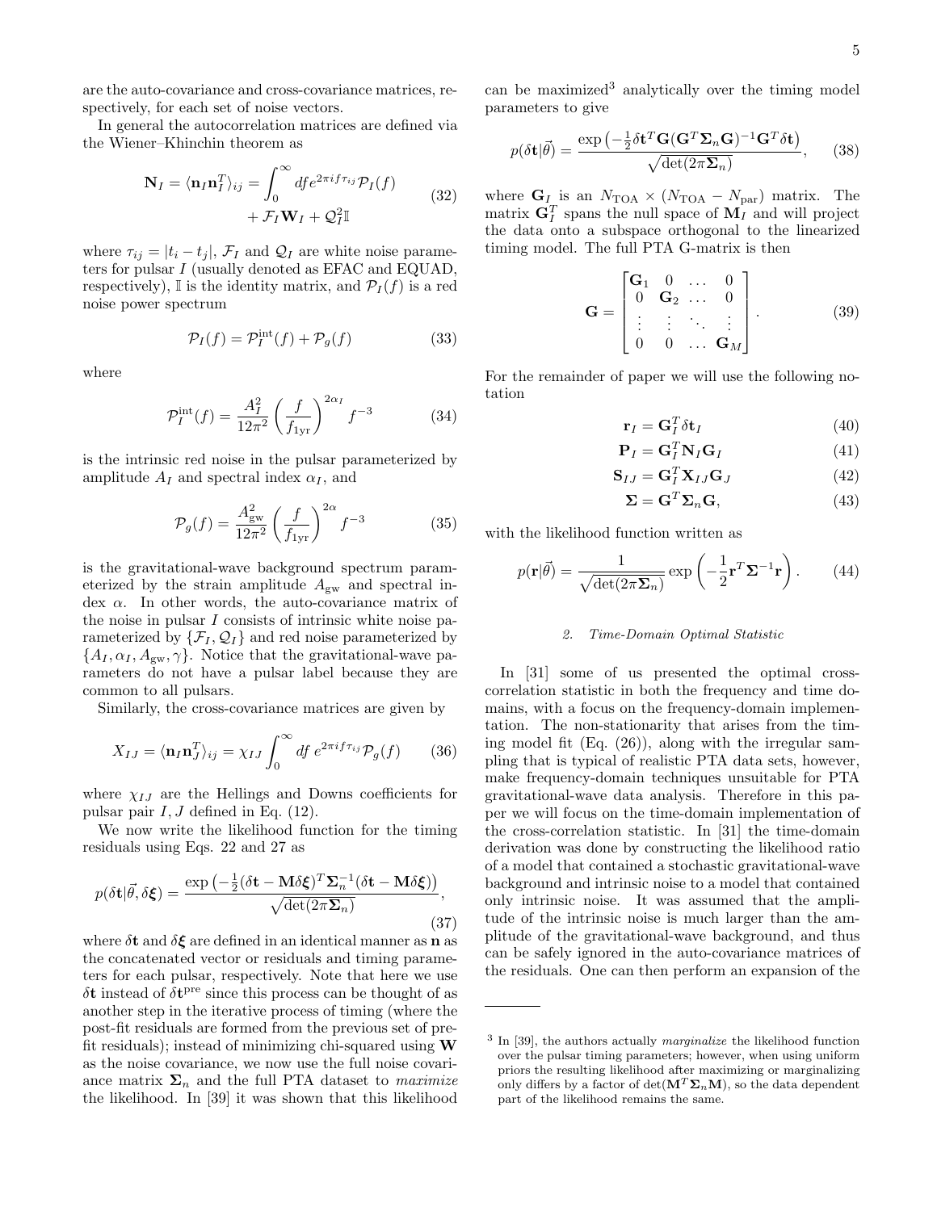are the auto-covariance and cross-covariance matrices, respectively, for each set of noise vectors.

In general the autocorrelation matrices are defined via the Wiener–Khinchin theorem as

$$\mathbf{N}_I = \langle \mathbf{n}_I \mathbf{n}_I^T \rangle_{ij} = \int_0^\infty df e^{2\pi i f \tau_{ij}} \mathcal{P}_I(f) + \mathcal{F}_I \mathbf{W}_I + \mathcal{Q}_I^2 \mathbb{I} \tag{32}$$

where $\tau_{ij} = |t_i - t_j|$, $\mathcal{F}_I$ and $\mathcal{Q}_I$ are white noise parameters for pulsar $I$ (usually denoted as EFAC and EQUAD, respectively), $\mathbb{I}$ is the identity matrix, and $\mathcal{P}_I(f)$ is a red noise power spectrum

$$\mathcal{P}_I(f) = \mathcal{P}_I^{\rm int}(f) + \mathcal{P}_g(f) \tag{33}$$

where

$$\mathcal{P}_I^{\rm int}(f) = \frac{A_I^2}{12\pi^2} \left(\frac{f}{f_{\rm 1yr}}\right)^{2\alpha_I} f^{-3} \tag{34}$$

is the intrinsic red noise in the pulsar parameterized by amplitude $A_I$ and spectral index $\alpha_I$, and

$$\mathcal{P}_g(f) = \frac{A_{\rm gw}^2}{12\pi^2} \left(\frac{f}{f_{\rm 1yr}}\right)^{2\alpha} f^{-3} \tag{35}$$

is the gravitational-wave background spectrum parameterized by the strain amplitude $A_{\rm gw}$ and spectral index $\alpha$. In other words, the auto-covariance matrix of the noise in pulsar $I$ consists of intrinsic white noise parameterized by $\{\mathcal{F}_I, \mathcal{Q}_I\}$ and red noise parameterized by $\{A_I, \alpha_I, A_{\rm gw}, \gamma\}$. Notice that the gravitational-wave parameters do not have a pulsar label because they are common to all pulsars.

Similarly, the cross-covariance matrices are given by

$$X_{IJ} = \langle \mathbf{n}_I \mathbf{n}_J^T \rangle_{ij} = \chi_{IJ} \int_0^\infty df\, e^{2\pi i f \tau_{ij}} \mathcal{P}_g(f) \tag{36}$$

where $\chi_{IJ}$ are the Hellings and Downs coefficients for pulsar pair $I, J$ defined in Eq. (12).

We now write the likelihood function for the timing residuals using Eqs. 22 and 27 as

$$p(\delta\mathbf{t}|\vec{\theta}, \delta\boldsymbol{\xi}) = \frac{\exp\left(-\frac{1}{2}(\delta\mathbf{t} - \mathbf{M}\delta\boldsymbol{\xi})^T \boldsymbol{\Sigma}_n^{-1}(\delta\mathbf{t} - \mathbf{M}\delta\boldsymbol{\xi})\right)}{\sqrt{\det(2\pi\boldsymbol{\Sigma}_n)}}, \tag{37}$$

where $\delta\mathbf{t}$ and $\delta\boldsymbol{\xi}$ are defined in an identical manner as $\mathbf{n}$ as the concatenated vector or residuals and timing parameters for each pulsar, respectively. Note that here we use $\delta\mathbf{t}$ instead of $\delta\mathbf{t}^{\rm pre}$ since this process can be thought of as another step in the iterative process of timing (where the post-fit residuals are formed from the previous set of pre-fit residuals); instead of minimizing chi-squared using $\mathbf{W}$ as the noise covariance, we now use the full noise covariance matrix $\boldsymbol{\Sigma}_n$ and the full PTA dataset to *maximize* the likelihood. In [39] it was shown that this likelihood can be maximized[3] analytically over the timing model parameters to give

$$p(\delta\mathbf{t}|\vec{\theta}) = \frac{\exp\left(-\frac{1}{2}\delta\mathbf{t}^T\mathbf{G}(\mathbf{G}^T\boldsymbol{\Sigma}_n\mathbf{G})^{-1}\mathbf{G}^T\delta\mathbf{t}\right)}{\sqrt{\det(2\pi\boldsymbol{\Sigma}_n)}}, \tag{38}$$

where $\mathbf{G}_I$ is an $N_{\rm TOA} \times (N_{\rm TOA} - N_{\rm par})$ matrix. The matrix $\mathbf{G}_I^T$ spans the null space of $\mathbf{M}_I$ and will project the data onto a subspace orthogonal to the linearized timing model. The full PTA G-matrix is then

$$\mathbf{G} = \begin{bmatrix} \mathbf{G}_1 & 0 & \dots & 0 \\ 0 & \mathbf{G}_2 & \dots & 0 \\ \vdots & \vdots & \ddots & \vdots \\ 0 & 0 & \dots & \mathbf{G}_M \end{bmatrix}. \tag{39}$$

For the remainder of paper we will use the following notation

$$\mathbf{r}_I = \mathbf{G}_I^T \delta\mathbf{t}_I \tag{40}$$

$$\mathbf{P}_I = \mathbf{G}_I^T \mathbf{N}_I \mathbf{G}_I \tag{41}$$

$$\mathbf{S}_{IJ} = \mathbf{G}_I^T \mathbf{X}_{IJ} \mathbf{G}_J \tag{42}$$

$$\boldsymbol{\Sigma} = \mathbf{G}^T \boldsymbol{\Sigma}_n \mathbf{G}, \tag{43}$$

with the likelihood function written as

$$p(\mathbf{r}|\vec{\theta}) = \frac{1}{\sqrt{\det(2\pi\boldsymbol{\Sigma}_n)}} \exp\left(-\frac{1}{2}\mathbf{r}^T\boldsymbol{\Sigma}^{-1}\mathbf{r}\right). \tag{44}$$

### 2. Time-Domain Optimal Statistic

In [31] some of us presented the optimal cross-correlation statistic in both the frequency and time domains, with a focus on the frequency-domain implementation. The non-stationarity that arises from the timing model fit (Eq. (26)), along with the irregular sampling that is typical of realistic PTA data sets, however, make frequency-domain techniques unsuitable for PTA gravitational-wave data analysis. Therefore in this paper we will focus on the time-domain implementation of the cross-correlation statistic. In [31] the time-domain derivation was done by constructing the likelihood ratio of a model that contained a stochastic gravitational-wave background and intrinsic noise to a model that contained only intrinsic noise. It was assumed that the amplitude of the intrinsic noise is much larger than the amplitude of the gravitational-wave background, and thus can be safely ignored in the auto-covariance matrices of the residuals. One can then perform an expansion of the

[3] In [39], the authors actually *marginalize* the likelihood function over the pulsar timing parameters; however, when using uniform priors the resulting likelihood after maximizing or marginalizing only differs by a factor of $\det(\mathbf{M}^T\boldsymbol{\Sigma}_n\mathbf{M})$, so the data dependent part of the likelihood remains the same.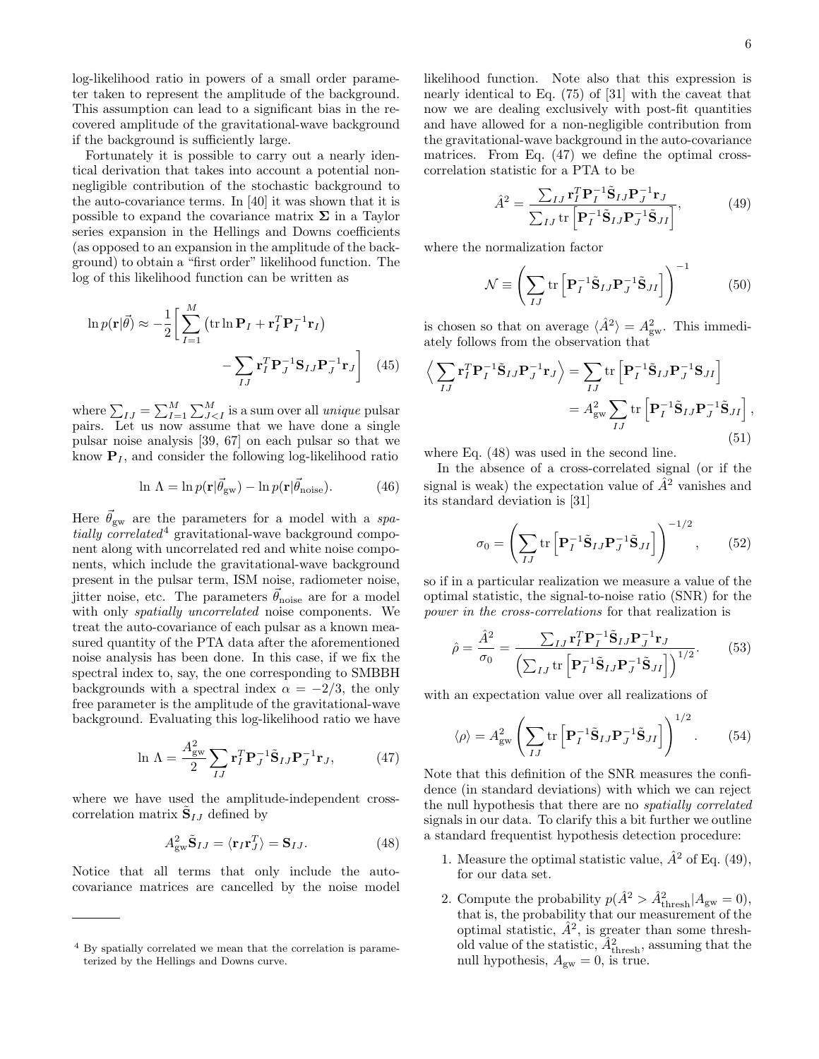log-likelihood ratio in powers of a small order parameter taken to represent the amplitude of the background. This assumption can lead to a significant bias in the recovered amplitude of the gravitational-wave background if the background is sufficiently large.

Fortunately it is possible to carry out a nearly identical derivation that takes into account a potential non-negligible contribution of the stochastic background to the auto-covariance terms. In [40] it was shown that it is possible to expand the covariance matrix $\mathbf{\Sigma}$ in a Taylor series expansion in the Hellings and Downs coefficients (as opposed to an expansion in the amplitude of the background) to obtain a "first order" likelihood function. The log of this likelihood function can be written as

$$\ln p(\mathbf{r}|\vec{\theta}) \approx -\frac{1}{2}\Bigg[\sum_{I=1}^{M}\left(\mathrm{tr}\ln \mathbf{P}_I + \mathbf{r}_I^T\mathbf{P}_I^{-1}\mathbf{r}_I\right) - \sum_{IJ}\mathbf{r}_I^T\mathbf{P}_J^{-1}\mathbf{S}_{IJ}\mathbf{P}_J^{-1}\mathbf{r}_J\Bigg] \quad (45)$$

where $\sum_{IJ} = \sum_{I=1}^{M}\sum_{J<I}^{M}$ is a sum over all *unique* pulsar pairs. Let us now assume that we have done a single pulsar noise analysis [39, 67] on each pulsar so that we know $\mathbf{P}_I$, and consider the following log-likelihood ratio

$$\ln\,\Lambda = \ln p(\mathbf{r}|\vec{\theta}_{\mathrm{gw}}) - \ln p(\mathbf{r}|\vec{\theta}_{\mathrm{noise}}). \quad (46)$$

Here $\vec{\theta}_{\mathrm{gw}}$ are the parameters for a model with a *spatially correlated*[4] gravitational-wave background component along with uncorrelated red and white noise components, which include the gravitational-wave background present in the pulsar term, ISM noise, radiometer noise, jitter noise, etc. The parameters $\vec{\theta}_{\mathrm{noise}}$ are for a model with only *spatially uncorrelated* noise components. We treat the auto-covariance of each pulsar as a known measured quantity of the PTA data after the aforementioned noise analysis has been done. In this case, if we fix the spectral index to, say, the one corresponding to SMBBH backgrounds with a spectral index $\alpha = -2/3$, the only free parameter is the amplitude of the gravitational-wave background. Evaluating this log-likelihood ratio we have

$$\ln\,\Lambda = \frac{A_{\mathrm{gw}}^2}{2}\sum_{IJ}\mathbf{r}_I^T\mathbf{P}_J^{-1}\tilde{\mathbf{S}}_{IJ}\mathbf{P}_J^{-1}\mathbf{r}_J, \quad (47)$$

where we have used the amplitude-independent cross-correlation matrix $\tilde{\mathbf{S}}_{IJ}$ defined by

$$A_{\mathrm{gw}}^2\tilde{\mathbf{S}}_{IJ} = \langle \mathbf{r}_I\mathbf{r}_J^T\rangle = \mathbf{S}_{IJ}. \quad (48)$$

Notice that all terms that only include the auto-covariance matrices are cancelled by the noise model likelihood function. Note also that this expression is nearly identical to Eq. (75) of [31] with the caveat that now we are dealing exclusively with post-fit quantities and have allowed for a non-negligible contribution from the gravitational-wave background in the auto-covariance matrices. From Eq. (47) we define the optimal cross-correlation statistic for a PTA to be

$$\hat{A}^2 = \frac{\sum_{IJ}\mathbf{r}_I^T\mathbf{P}_I^{-1}\tilde{\mathbf{S}}_{IJ}\mathbf{P}_J^{-1}\mathbf{r}_J}{\sum_{IJ}\mathrm{tr}\left[\mathbf{P}_I^{-1}\tilde{\mathbf{S}}_{IJ}\mathbf{P}_J^{-1}\tilde{\mathbf{S}}_{JI}\right]}, \quad (49)$$

where the normalization factor

$$\mathcal{N} \equiv \left(\sum_{IJ}\mathrm{tr}\left[\mathbf{P}_I^{-1}\tilde{\mathbf{S}}_{IJ}\mathbf{P}_J^{-1}\tilde{\mathbf{S}}_{JI}\right]\right)^{-1} \quad (50)$$

is chosen so that on average $\langle\hat{A}^2\rangle = A_{\mathrm{gw}}^2$. This immediately follows from the observation that

$$\begin{aligned}\Big\langle\sum_{IJ}\mathbf{r}_I^T\mathbf{P}_I^{-1}\tilde{\mathbf{S}}_{IJ}\mathbf{P}_J^{-1}\mathbf{r}_J\Big\rangle &= \sum_{IJ}\mathrm{tr}\left[\mathbf{P}_I^{-1}\tilde{\mathbf{S}}_{IJ}\mathbf{P}_J^{-1}\mathbf{S}_{JI}\right] \\ &= A_{\mathrm{gw}}^2\sum_{IJ}\mathrm{tr}\left[\mathbf{P}_I^{-1}\tilde{\mathbf{S}}_{IJ}\mathbf{P}_J^{-1}\tilde{\mathbf{S}}_{JI}\right],\end{aligned} \quad (51)$$

where Eq. (48) was used in the second line.

In the absence of a cross-correlated signal (or if the signal is weak) the expectation value of $\hat{A}^2$ vanishes and its standard deviation is [31]

$$\sigma_0 = \left(\sum_{IJ}\mathrm{tr}\left[\mathbf{P}_I^{-1}\tilde{\mathbf{S}}_{IJ}\mathbf{P}_J^{-1}\tilde{\mathbf{S}}_{JI}\right]\right)^{-1/2}, \quad (52)$$

so if in a particular realization we measure a value of the optimal statistic, the signal-to-noise ratio (SNR) for the *power in the cross-correlations* for that realization is

$$\hat{\rho} = \frac{\hat{A}^2}{\sigma_0} = \frac{\sum_{IJ}\mathbf{r}_I^T\mathbf{P}_I^{-1}\tilde{\mathbf{S}}_{IJ}\mathbf{P}_J^{-1}\mathbf{r}_J}{\left(\sum_{IJ}\mathrm{tr}\left[\mathbf{P}_I^{-1}\tilde{\mathbf{S}}_{IJ}\mathbf{P}_J^{-1}\tilde{\mathbf{S}}_{JI}\right]\right)^{1/2}}. \quad (53)$$

with an expectation value over all realizations of

$$\langle\rho\rangle = A_{\mathrm{gw}}^2\left(\sum_{IJ}\mathrm{tr}\left[\mathbf{P}_I^{-1}\tilde{\mathbf{S}}_{IJ}\mathbf{P}_J^{-1}\tilde{\mathbf{S}}_{JI}\right]\right)^{1/2}. \quad (54)$$

Note that this definition of the SNR measures the confidence (in standard deviations) with which we can reject the null hypothesis that there are no *spatially correlated* signals in our data. To clarify this a bit further we outline a standard frequentist hypothesis detection procedure:

1. Measure the optimal statistic value, $\hat{A}^2$ of Eq. (49), for our data set.
2. Compute the probability $p(\hat{A}^2 > \hat{A}^2_{\mathrm{thresh}}|A_{\mathrm{gw}} = 0)$, that is, the probability that our measurement of the optimal statistic, $\hat{A}^2$, is greater than some threshold value of the statistic, $\hat{A}^2_{\mathrm{thresh}}$, assuming that the null hypothesis, $A_{\mathrm{gw}} = 0$, is true.

[4] By spatially correlated we mean that the correlation is parameterized by the Hellings and Downs curve.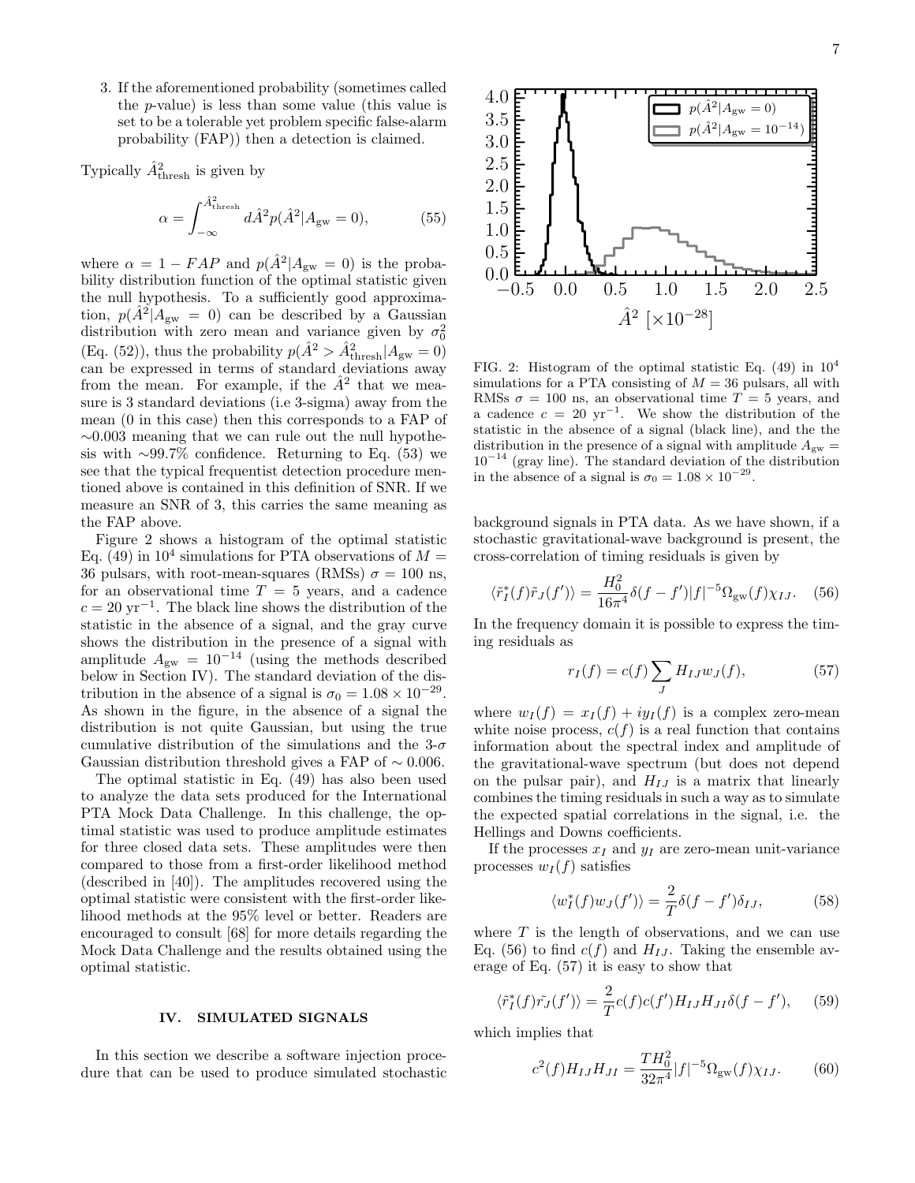3. If the aforementioned probability (sometimes called the $p$-value) is less than some value (this value is set to be a tolerable yet problem specific false-alarm probability (FAP)) then a detection is claimed.

Typically $\hat{A}^2_{\rm thresh}$ is given by

$$\alpha = \int_{-\infty}^{\hat{A}^2_{\rm thresh}} d\hat{A}^2 p(\hat{A}^2|A_{\rm gw}=0), \tag{55}$$

where $\alpha = 1 - FAP$ and $p(\hat{A}^2|A_{\rm gw}=0)$ is the probability distribution function of the optimal statistic given the null hypothesis. To a sufficiently good approximation, $p(\hat{A}^2|A_{\rm gw}=0)$ can be described by a Gaussian distribution with zero mean and variance given by $\sigma_0^2$ (Eq. (52)), thus the probability $p(\hat{A}^2 > \hat{A}^2_{\rm thresh}|A_{\rm gw}=0)$ can be expressed in terms of standard deviations away from the mean. For example, if the $\hat{A}^2$ that we measure is 3 standard deviations (i.e 3-sigma) away from the mean (0 in this case) then this corresponds to a FAP of $\sim$0.003 meaning that we can rule out the null hypothesis with $\sim$99.7% confidence. Returning to Eq. (53) we see that the typical frequentist detection procedure mentioned above is contained in this definition of SNR. If we measure an SNR of 3, this carries the same meaning as the FAP above.

Figure 2 shows a histogram of the optimal statistic Eq. (49) in $10^4$ simulations for PTA observations of $M = 36$ pulsars, with root-mean-squares (RMSs) $\sigma = 100$ ns, for an observational time $T = 5$ years, and a cadence $c = 20$ yr$^{-1}$. The black line shows the distribution of the statistic in the absence of a signal, and the gray curve shows the distribution in the presence of a signal with amplitude $A_{\rm gw} = 10^{-14}$ (using the methods described below in Section IV). The standard deviation of the distribution in the absence of a signal is $\sigma_0 = 1.08 \times 10^{-29}$. As shown in the figure, in the absence of a signal the distribution is not quite Gaussian, but using the true cumulative distribution of the simulations and the 3-$\sigma$ Gaussian distribution threshold gives a FAP of $\sim 0.006$.

The optimal statistic in Eq. (49) has also been used to analyze the data sets produced for the International PTA Mock Data Challenge. In this challenge, the optimal statistic was used to produce amplitude estimates for three closed data sets. These amplitudes were then compared to those from a first-order likelihood method (described in [40]). The amplitudes recovered using the optimal statistic were consistent with the first-order likelihood methods at the 95% level or better. Readers are encouraged to consult [68] for more details regarding the Mock Data Challenge and the results obtained using the optimal statistic.

## IV. SIMULATED SIGNALS

In this section we describe a software injection procedure that can be used to produce simulated stochastic

FIG. 2: Histogram of the optimal statistic Eq. (49) in $10^4$ simulations for a PTA consisting of $M = 36$ pulsars, all with RMSs $\sigma = 100$ ns, an observational time $T = 5$ years, and a cadence $c = 20$ yr$^{-1}$. We show the distribution of the statistic in the absence of a signal (black line), and the the distribution in the presence of a signal with amplitude $A_{\rm gw} = 10^{-14}$ (gray line). The standard deviation of the distribution in the absence of a signal is $\sigma_0 = 1.08 \times 10^{-29}$.

background signals in PTA data. As we have shown, if a stochastic gravitational-wave background is present, the cross-correlation of timing residuals is given by

$$\langle \tilde{r}_I^*(f)\tilde{r}_J(f')\rangle = \frac{H_0^2}{16\pi^4}\delta(f-f')|f|^{-5}\Omega_{\rm gw}(f)\chi_{IJ}. \tag{56}$$

In the frequency domain it is possible to express the timing residuals as

$$r_I(f) = c(f)\sum_J H_{IJ} w_J(f), \tag{57}$$

where $w_I(f) = x_I(f) + iy_I(f)$ is a complex zero-mean white noise process, $c(f)$ is a real function that contains information about the spectral index and amplitude of the gravitational-wave spectrum (but does not depend on the pulsar pair), and $H_{IJ}$ is a matrix that linearly combines the timing residuals in such a way as to simulate the expected spatial correlations in the signal, i.e. the Hellings and Downs coefficients.

If the processes $x_I$ and $y_I$ are zero-mean unit-variance processes $w_I(f)$ satisfies

$$\langle w_I^*(f) w_J(f')\rangle = \frac{2}{T}\delta(f-f')\delta_{IJ}, \tag{58}$$

where $T$ is the length of observations, and we can use Eq. (56) to find $c(f)$ and $H_{IJ}$. Taking the ensemble average of Eq. (57) it is easy to show that

$$\langle \tilde{r}_I^*(f)\tilde{r_J}(f')\rangle = \frac{2}{T}c(f)c(f')H_{IJ}H_{JI}\delta(f-f'), \tag{59}$$

which implies that

$$c^2(f)H_{IJ}H_{JI} = \frac{TH_0^2}{32\pi^4}|f|^{-5}\Omega_{\rm gw}(f)\chi_{IJ}. \tag{60}$$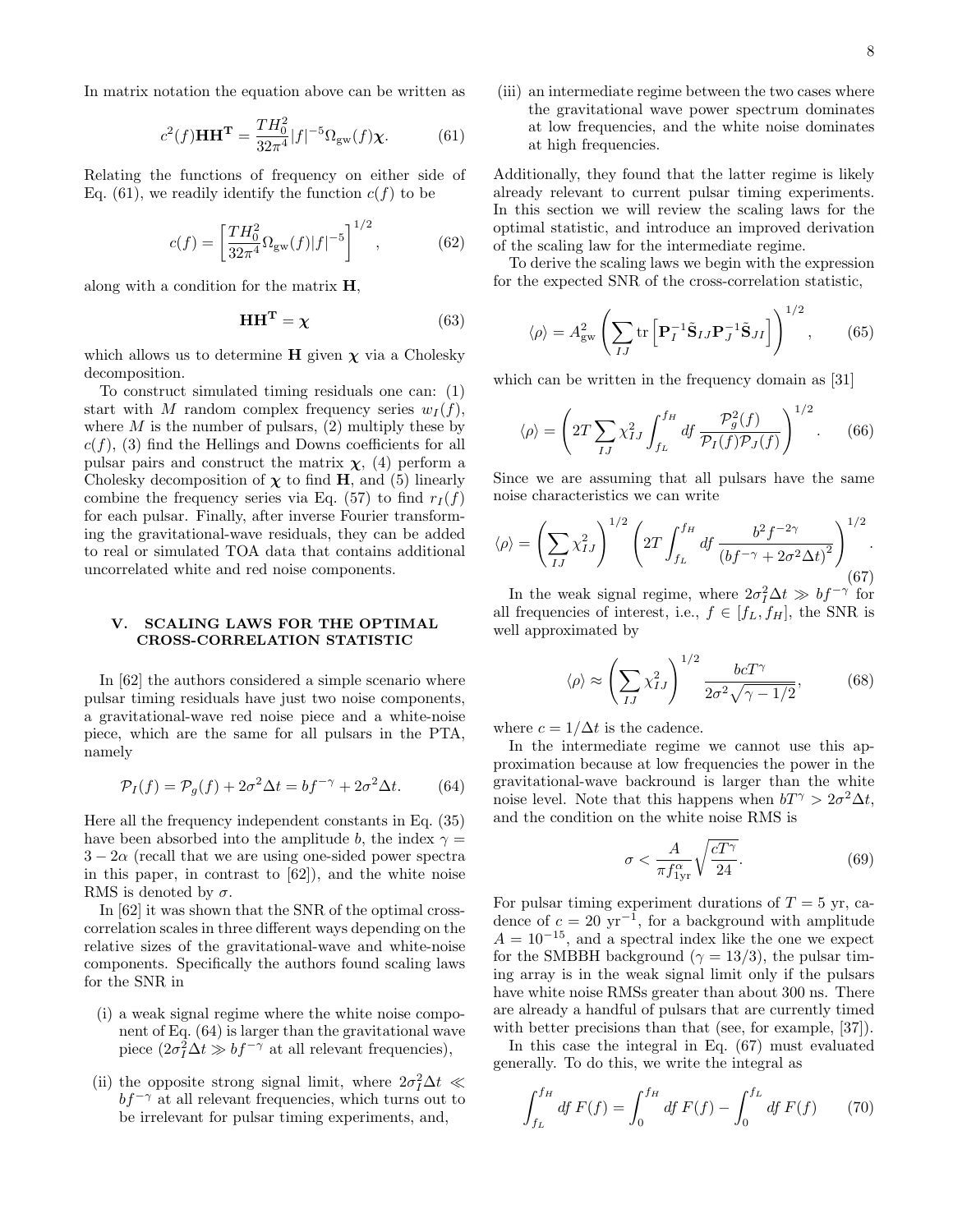In matrix notation the equation above can be written as

$$c^2(f)\mathbf{H}\mathbf{H}^{\mathbf{T}} = \frac{TH_0^2}{32\pi^4}|f|^{-5}\Omega_{\rm gw}(f)\boldsymbol{\chi}. \tag{61}$$

Relating the functions of frequency on either side of Eq. (61), we readily identify the function $c(f)$ to be

$$c(f) = \left[\frac{TH_0^2}{32\pi^4}\Omega_{\rm gw}(f)|f|^{-5}\right]^{1/2}, \tag{62}$$

along with a condition for the matrix $\mathbf{H}$,

$$\mathbf{H}\mathbf{H}^{\mathbf{T}} = \boldsymbol{\chi} \tag{63}$$

which allows us to determine $\mathbf{H}$ given $\boldsymbol{\chi}$ via a Cholesky decomposition.

To construct simulated timing residuals one can: (1) start with $M$ random complex frequency series $w_I(f)$, where $M$ is the number of pulsars, (2) multiply these by $c(f)$, (3) find the Hellings and Downs coefficients for all pulsar pairs and construct the matrix $\boldsymbol{\chi}$, (4) perform a Cholesky decomposition of $\boldsymbol{\chi}$ to find $\mathbf{H}$, and (5) linearly combine the frequency series via Eq. (57) to find $r_I(f)$ for each pulsar. Finally, after inverse Fourier transforming the gravitational-wave residuals, they can be added to real or simulated TOA data that contains additional uncorrelated white and red noise components.

## V. SCALING LAWS FOR THE OPTIMAL CROSS-CORRELATION STATISTIC

In [62] the authors considered a simple scenario where pulsar timing residuals have just two noise components, a gravitational-wave red noise piece and a white-noise piece, which are the same for all pulsars in the PTA, namely

$$\mathcal{P}_I(f) = \mathcal{P}_g(f) + 2\sigma^2\Delta t = bf^{-\gamma} + 2\sigma^2\Delta t. \tag{64}$$

Here all the frequency independent constants in Eq. (35) have been absorbed into the amplitude $b$, the index $\gamma = 3 - 2\alpha$ (recall that we are using one-sided power spectra in this paper, in contrast to [62]), and the white noise RMS is denoted by $\sigma$.

In [62] it was shown that the SNR of the optimal cross-correlation scales in three different ways depending on the relative sizes of the gravitational-wave and white-noise components. Specifically the authors found scaling laws for the SNR in

(i) a weak signal regime where the white noise component of Eq. (64) is larger than the gravitational wave piece ($2\sigma_I^2\Delta t \gg bf^{-\gamma}$ at all relevant frequencies),

(ii) the opposite strong signal limit, where $2\sigma_I^2\Delta t \ll bf^{-\gamma}$ at all relevant frequencies, which turns out to be irrelevant for pulsar timing experiments, and,

(iii) an intermediate regime between the two cases where the gravitational wave power spectrum dominates at low frequencies, and the white noise dominates at high frequencies.

Additionally, they found that the latter regime is likely already relevant to current pulsar timing experiments. In this section we will review the scaling laws for the optimal statistic, and introduce an improved derivation of the scaling law for the intermediate regime.

To derive the scaling laws we begin with the expression for the expected SNR of the cross-correlation statistic,

$$\langle\rho\rangle = A_{\rm gw}^2\left(\sum_{IJ}\mathrm{tr}\left[\mathbf{P}_I^{-1}\tilde{\mathbf{S}}_{IJ}\mathbf{P}_J^{-1}\tilde{\mathbf{S}}_{JI}\right]\right)^{1/2}, \tag{65}$$

which can be written in the frequency domain as [31]

$$\langle\rho\rangle = \left(2T\sum_{IJ}\chi_{IJ}^2\int_{f_L}^{f_H}df\,\frac{\mathcal{P}_g^2(f)}{\mathcal{P}_I(f)\mathcal{P}_J(f)}\right)^{1/2}. \tag{66}$$

Since we are assuming that all pulsars have the same noise characteristics we can write

$$\langle\rho\rangle = \left(\sum_{IJ}\chi_{IJ}^2\right)^{1/2}\left(2T\int_{f_L}^{f_H}df\,\frac{b^2f^{-2\gamma}}{\left(bf^{-\gamma}+2\sigma^2\Delta t\right)^2}\right)^{1/2}. \tag{67}$$

In the weak signal regime, where $2\sigma_I^2\Delta t \gg bf^{-\gamma}$ for all frequencies of interest, i.e., $f \in [f_L, f_H]$, the SNR is well approximated by

$$\langle\rho\rangle \approx \left(\sum_{IJ}\chi_{IJ}^2\right)^{1/2}\frac{bcT^\gamma}{2\sigma^2\sqrt{\gamma-1/2}}, \tag{68}$$

where $c = 1/\Delta t$ is the cadence.

In the intermediate regime we cannot use this approximation because at low frequencies the power in the gravitational-wave backround is larger than the white noise level. Note that this happens when $bT^\gamma > 2\sigma^2\Delta t$, and the condition on the white noise RMS is

$$\sigma < \frac{A}{\pi f_{\rm 1yr}^\alpha}\sqrt{\frac{cT^\gamma}{24}}. \tag{69}$$

For pulsar timing experiment durations of $T = 5$ yr, cadence of $c = 20$ yr$^{-1}$, for a background with amplitude $A = 10^{-15}$, and a spectral index like the one we expect for the SMBBH background ($\gamma = 13/3$), the pulsar timing array is in the weak signal limit only if the pulsars have white noise RMSs greater than about 300 ns. There are already a handful of pulsars that are currently timed with better precisions than that (see, for example, [37]).

In this case the integral in Eq. (67) must evaluated generally. To do this, we write the integral as

$$\int_{f_L}^{f_H}df\,F(f) = \int_0^{f_H}df\,F(f) - \int_0^{f_L}df\,F(f) \tag{70}$$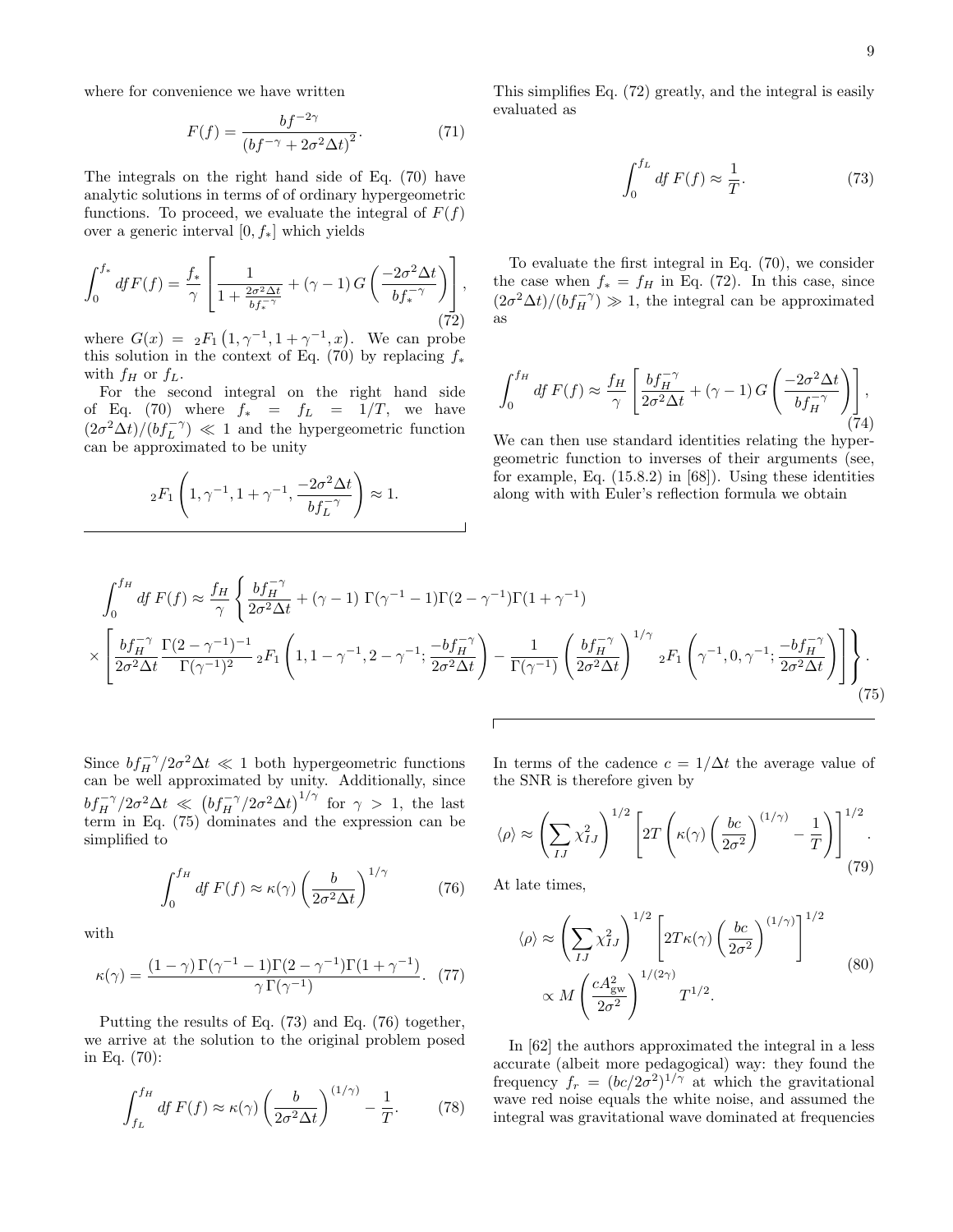where for convenience we have written

$$F(f) = \frac{bf^{-2\gamma}}{\left(bf^{-\gamma} + 2\sigma^2 \Delta t\right)^2}. \tag{71}$$

The integrals on the right hand side of Eq. (70) have analytic solutions in terms of of ordinary hypergeometric functions. To proceed, we evaluate the integral of $F(f)$ over a generic interval $[0, f_*]$ which yields

$$\int_0^{f_*} df F(f) = \frac{f_*}{\gamma}\left[\frac{1}{1+\frac{2\sigma^2\Delta t}{bf_*^{-\gamma}}} + (\gamma - 1)\, G\left(\frac{-2\sigma^2\Delta t}{bf_*^{-\gamma}}\right)\right], \tag{72}$$

where $G(x) = {}_2F_1\left(1, \gamma^{-1}, 1+\gamma^{-1}, x\right)$. We can probe this solution in the context of Eq. (70) by replacing $f_*$ with $f_H$ or $f_L$.

For the second integral on the right hand side of Eq. (70) where $f_* = f_L = 1/T$, we have $(2\sigma^2\Delta t)/(bf_L^{-\gamma}) \ll 1$ and the hypergeometric function can be approximated to be unity

$${}_2F_1\left(1, \gamma^{-1}, 1+\gamma^{-1}, \frac{-2\sigma^2\Delta t}{bf_L^{-\gamma}}\right) \approx 1.$$

This simplifies Eq. (72) greatly, and the integral is easily evaluated as

$$\int_0^{f_L} df\, F(f) \approx \frac{1}{T}. \tag{73}$$

To evaluate the first integral in Eq. (70), we consider the case when $f_* = f_H$ in Eq. (72). In this case, since $(2\sigma^2\Delta t)/(bf_H^{-\gamma}) \gg 1$, the integral can be approximated as

$$\int_0^{f_H} df\, F(f) \approx \frac{f_H}{\gamma}\left[\frac{bf_H^{-\gamma}}{2\sigma^2\Delta t} + (\gamma - 1)\, G\left(\frac{-2\sigma^2\Delta t}{bf_H^{-\gamma}}\right)\right], \tag{74}$$

We can then use standard identities relating the hypergeometric function to inverses of their arguments (see, for example, Eq. (15.8.2) in [68]). Using these identities along with with Euler's reflection formula we obtain

$$\int_0^{f_H} df\, F(f) \approx \frac{f_H}{\gamma}\left\{\frac{bf_H^{-\gamma}}{2\sigma^2\Delta t} + (\gamma-1)\;\Gamma(\gamma^{-1}-1)\Gamma(2-\gamma^{-1})\Gamma(1+\gamma^{-1}) \right.$$
$$\left. \times\left[\frac{bf_H^{-\gamma}}{2\sigma^2\Delta t}\frac{\Gamma(2-\gamma^{-1})^{-1}}{\Gamma(\gamma^{-1})^2}\,{}_2F_1\left(1, 1-\gamma^{-1}, 2-\gamma^{-1}; \frac{-bf_H^{-\gamma}}{2\sigma^2\Delta t}\right) - \frac{1}{\Gamma(\gamma^{-1})}\left(\frac{bf_H^{-\gamma}}{2\sigma^2\Delta t}\right)^{1/\gamma}{}_2F_1\left(\gamma^{-1}, 0, \gamma^{-1}; \frac{-bf_H^{-\gamma}}{2\sigma^2\Delta t}\right)\right]\right\}. \tag{75}$$

Since $bf_H^{-\gamma}/2\sigma^2\Delta t \ll 1$ both hypergeometric functions can be well approximated by unity. Additionally, since $bf_H^{-\gamma}/2\sigma^2\Delta t \ll \left(bf_H^{-\gamma}/2\sigma^2\Delta t\right)^{1/\gamma}$ for $\gamma > 1$, the last term in Eq. (75) dominates and the expression can be simplified to

$$\int_0^{f_H} df\, F(f) \approx \kappa(\gamma)\left(\frac{b}{2\sigma^2\Delta t}\right)^{1/\gamma} \tag{76}$$

with

$$\kappa(\gamma) = \frac{(1-\gamma)\,\Gamma(\gamma^{-1}-1)\Gamma(2-\gamma^{-1})\Gamma(1+\gamma^{-1})}{\gamma\,\Gamma(\gamma^{-1})}. \tag{77}$$

Putting the results of Eq. (73) and Eq. (76) together, we arrive at the solution to the original problem posed in Eq. (70):

$$\int_{f_L}^{f_H} df\, F(f) \approx \kappa(\gamma)\left(\frac{b}{2\sigma^2\Delta t}\right)^{(1/\gamma)} - \frac{1}{T}. \tag{78}$$

In terms of the cadence $c = 1/\Delta t$ the average value of the SNR is therefore given by

$$\langle\rho\rangle \approx \left(\sum_{IJ}\chi_{IJ}^2\right)^{1/2}\left[2T\left(\kappa(\gamma)\left(\frac{bc}{2\sigma^2}\right)^{(1/\gamma)} - \frac{1}{T}\right)\right]^{1/2}. \tag{79}$$

At late times,

$$\begin{aligned}\langle\rho\rangle &\approx \left(\sum_{IJ}\chi_{IJ}^2\right)^{1/2}\left[2T\kappa(\gamma)\left(\frac{bc}{2\sigma^2}\right)^{(1/\gamma)}\right]^{1/2} \\ &\propto M\left(\frac{cA_{\rm gw}^2}{2\sigma^2}\right)^{1/(2\gamma)} T^{1/2}.\end{aligned} \tag{80}$$

In [62] the authors approximated the integral in a less accurate (albeit more pedagogical) way: they found the frequency $f_r = (bc/2\sigma^2)^{1/\gamma}$ at which the gravitational wave red noise equals the white noise, and assumed the integral was gravitational wave dominated at frequencies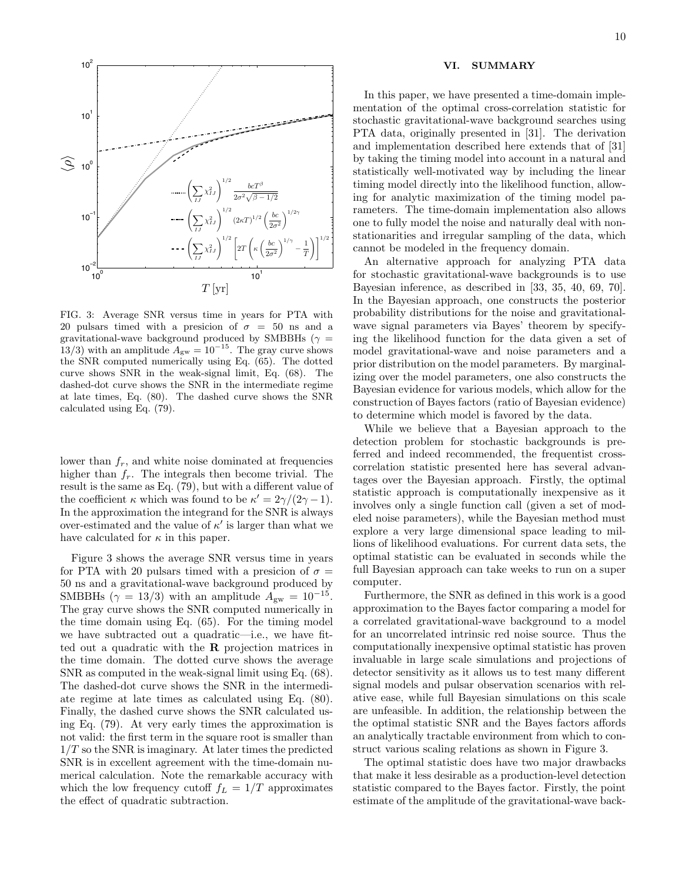FIG. 3: Average SNR versus time in years for PTA with 20 pulsars timed with a presicion of $\sigma = 50$ ns and a gravitational-wave background produced by SMBBHs ($\gamma = 13/3$) with an amplitude $A_{\rm gw} = 10^{-15}$. The gray curve shows the SNR computed numerically using Eq. (65). The dotted curve shows SNR in the weak-signal limit, Eq. (68). The dashed-dot curve shows the SNR in the intermediate regime at late times, Eq. (80). The dashed curve shows the SNR calculated using Eq. (79).

lower than $f_r$, and white noise dominated at frequencies higher than $f_r$. The integrals then become trivial. The result is the same as Eq. (79), but with a different value of the coefficient $\kappa$ which was found to be $\kappa' = 2\gamma/(2\gamma - 1)$. In the approximation the integrand for the SNR is always over-estimated and the value of $\kappa'$ is larger than what we have calculated for $\kappa$ in this paper.

Figure 3 shows the average SNR versus time in years for PTA with 20 pulsars timed with a presicion of $\sigma = 50$ ns and a gravitational-wave background produced by SMBBHs ($\gamma = 13/3$) with an amplitude $A_{\rm gw} = 10^{-15}$. The gray curve shows the SNR computed numerically in the time domain using Eq. (65). For the timing model we have subtracted out a quadratic—i.e., we have fitted out a quadratic with the $\mathbf{R}$ projection matrices in the time domain. The dotted curve shows the average SNR as computed in the weak-signal limit using Eq. (68). The dashed-dot curve shows the SNR in the intermediate regime at late times as calculated using Eq. (80). Finally, the dashed curve shows the SNR calculated using Eq. (79). At very early times the approximation is not valid: the first term in the square root is smaller than $1/T$ so the SNR is imaginary. At later times the predicted SNR is in excellent agreement with the time-domain numerical calculation. Note the remarkable accuracy with which the low frequency cutoff $f_L = 1/T$ approximates the effect of quadratic subtraction.

## VI. SUMMARY

In this paper, we have presented a time-domain implementation of the optimal cross-correlation statistic for stochastic gravitational-wave background searches using PTA data, originally presented in [31]. The derivation and implementation described here extends that of [31] by taking the timing model into account in a natural and statistically well-motivated way by including the linear timing model directly into the likelihood function, allowing for analytic maximization of the timing model parameters. The time-domain implementation also allows one to fully model the noise and naturally deal with non-stationarities and irregular sampling of the data, which cannot be modeled in the frequency domain.

An alternative approach for analyzing PTA data for stochastic gravitational-wave backgrounds is to use Bayesian inference, as described in [33, 35, 40, 69, 70]. In the Bayesian approach, one constructs the posterior probability distributions for the noise and gravitational-wave signal parameters via Bayes' theorem by specifying the likelihood function for the data given a set of model gravitational-wave and noise parameters and a prior distribution on the model parameters. By marginalizing over the model parameters, one also constructs the Bayesian evidence for various models, which allow for the construction of Bayes factors (ratio of Bayesian evidence) to determine which model is favored by the data.

While we believe that a Bayesian approach to the detection problem for stochastic backgrounds is preferred and indeed recommended, the frequentist cross-correlation statistic presented here has several advantages over the Bayesian approach. Firstly, the optimal statistic approach is computationally inexpensive as it involves only a single function call (given a set of modeled noise parameters), while the Bayesian method must explore a very large dimensional space leading to millions of likelihood evaluations. For current data sets, the optimal statistic can be evaluated in seconds while the full Bayesian approach can take weeks to run on a super computer.

Furthermore, the SNR as defined in this work is a good approximation to the Bayes factor comparing a model for a correlated gravitational-wave background to a model for an uncorrelated intrinsic red noise source. Thus the computationally inexpensive optimal statistic has proven invaluable in large scale simulations and projections of detector sensitivity as it allows us to test many different signal models and pulsar observation scenarios with relative ease, while full Bayesian simulations on this scale are unfeasible. In addition, the relationship between the the optimal statistic SNR and the Bayes factors affords an analytically tractable environment from which to construct various scaling relations as shown in Figure 3.

The optimal statistic does have two major drawbacks that make it less desirable as a production-level detection statistic compared to the Bayes factor. Firstly, the point estimate of the amplitude of the gravitational-wave back-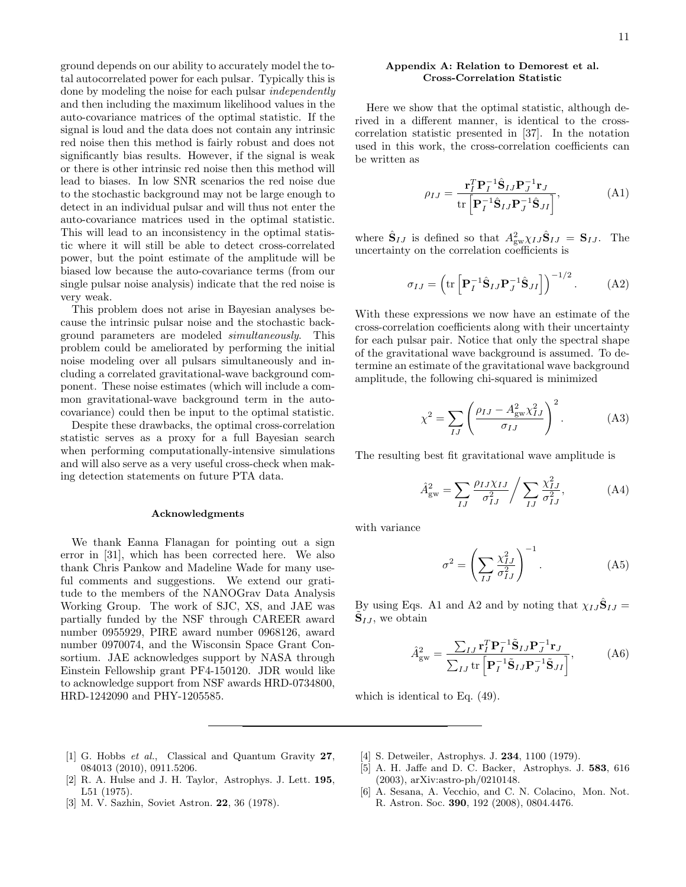ground depends on our ability to accurately model the total autocorrelated power for each pulsar. Typically this is done by modeling the noise for each pulsar *independently* and then including the maximum likelihood values in the auto-covariance matrices of the optimal statistic. If the signal is loud and the data does not contain any intrinsic red noise then this method is fairly robust and does not significantly bias results. However, if the signal is weak or there is other intrinsic red noise then this method will lead to biases. In low SNR scenarios the red noise due to the stochastic background may not be large enough to detect in an individual pulsar and will thus not enter the auto-covariance matrices used in the optimal statistic. This will lead to an inconsistency in the optimal statistic where it will still be able to detect cross-correlated power, but the point estimate of the amplitude will be biased low because the auto-covariance terms (from our single pulsar noise analysis) indicate that the red noise is very weak.

This problem does not arise in Bayesian analyses because the intrinsic pulsar noise and the stochastic background parameters are modeled *simultaneously*. This problem could be ameliorated by performing the initial noise modeling over all pulsars simultaneously and including a correlated gravitational-wave background component. These noise estimates (which will include a common gravitational-wave background term in the auto-covariance) could then be input to the optimal statistic.

Despite these drawbacks, the optimal cross-correlation statistic serves as a proxy for a full Bayesian search when performing computationally-intensive simulations and will also serve as a very useful cross-check when making detection statements on future PTA data.

### Acknowledgments

We thank Eanna Flanagan for pointing out a sign error in [31], which has been corrected here. We also thank Chris Pankow and Madeline Wade for many useful comments and suggestions. We extend our gratitude to the members of the NANOGrav Data Analysis Working Group. The work of SJC, XS, and JAE was partially funded by the NSF through CAREER award number 0955929, PIRE award number 0968126, award number 0970074, and the Wisconsin Space Grant Consortium. JAE acknowledges support by NASA through Einstein Fellowship grant PF4-150120. JDR would like to acknowledge support from NSF awards HRD-0734800, HRD-1242090 and PHY-1205585.

### Appendix A: Relation to Demorest et al. Cross-Correlation Statistic

Here we show that the optimal statistic, although derived in a different manner, is identical to the cross-correlation statistic presented in [37]. In the notation used in this work, the cross-correlation coefficients can be written as

$$\rho_{IJ} = \frac{\mathbf{r}_I^T \mathbf{P}_I^{-1} \hat{\mathbf{S}}_{IJ} \mathbf{P}_J^{-1} \mathbf{r}_J}{\mathrm{tr}\left[\mathbf{P}_I^{-1} \hat{\mathbf{S}}_{IJ} \mathbf{P}_J^{-1} \hat{\mathbf{S}}_{JI}\right]}, \tag{A1}$$

where $\hat{\mathbf{S}}_{IJ}$ is defined so that $A_{\rm gw}^2 \chi_{IJ} \hat{\mathbf{S}}_{IJ} = \mathbf{S}_{IJ}$. The uncertainty on the correlation coefficients is

$$\sigma_{IJ} = \left(\mathrm{tr}\left[\mathbf{P}_I^{-1} \hat{\mathbf{S}}_{IJ} \mathbf{P}_J^{-1} \hat{\mathbf{S}}_{JI}\right]\right)^{-1/2}. \tag{A2}$$

With these expressions we now have an estimate of the cross-correlation coefficients along with their uncertainty for each pulsar pair. Notice that only the spectral shape of the gravitational wave background is assumed. To determine an estimate of the gravitational wave background amplitude, the following chi-squared is minimized

$$\chi^2 = \sum_{IJ} \left(\frac{\rho_{IJ} - A_{\rm gw}^2 \chi_{IJ}^2}{\sigma_{IJ}}\right)^2. \tag{A3}$$

The resulting best fit gravitational wave amplitude is

$$\hat{A}_{\rm gw}^2 = \sum_{IJ} \frac{\rho_{IJ}\chi_{IJ}}{\sigma_{IJ}^2} \Bigg/ \sum_{IJ} \frac{\chi_{IJ}^2}{\sigma_{IJ}^2}, \tag{A4}$$

with variance

$$\sigma^2 = \left(\sum_{IJ} \frac{\chi_{IJ}^2}{\sigma_{IJ}^2}\right)^{-1}. \tag{A5}$$

By using Eqs. A1 and A2 and by noting that $\chi_{IJ} \hat{\mathbf{S}}_{IJ} = \tilde{\mathbf{S}}_{IJ}$, we obtain

$$\hat{A}_{\rm gw}^2 = \frac{\sum_{IJ} \mathbf{r}_I^T \mathbf{P}_I^{-1} \tilde{\mathbf{S}}_{IJ} \mathbf{P}_J^{-1} \mathbf{r}_J}{\sum_{IJ} \mathrm{tr}\left[\mathbf{P}_I^{-1} \tilde{\mathbf{S}}_{IJ} \mathbf{P}_J^{-1} \tilde{\mathbf{S}}_{JI}\right]}, \tag{A6}$$

which is identical to Eq. (49).

---

[1] G. Hobbs *et al.*, Classical and Quantum Gravity **27**, 084013 (2010), 0911.5206.

[2] R. A. Hulse and J. H. Taylor, Astrophys. J. Lett. **195**, L51 (1975).

[3] M. V. Sazhin, Soviet Astron. **22**, 36 (1978).

[4] S. Detweiler, Astrophys. J. **234**, 1100 (1979).

[5] A. H. Jaffe and D. C. Backer, Astrophys. J. **583**, 616 (2003), arXiv:astro-ph/0210148.

[6] A. Sesana, A. Vecchio, and C. N. Colacino, Mon. Not. R. Astron. Soc. **390**, 192 (2008), 0804.4476.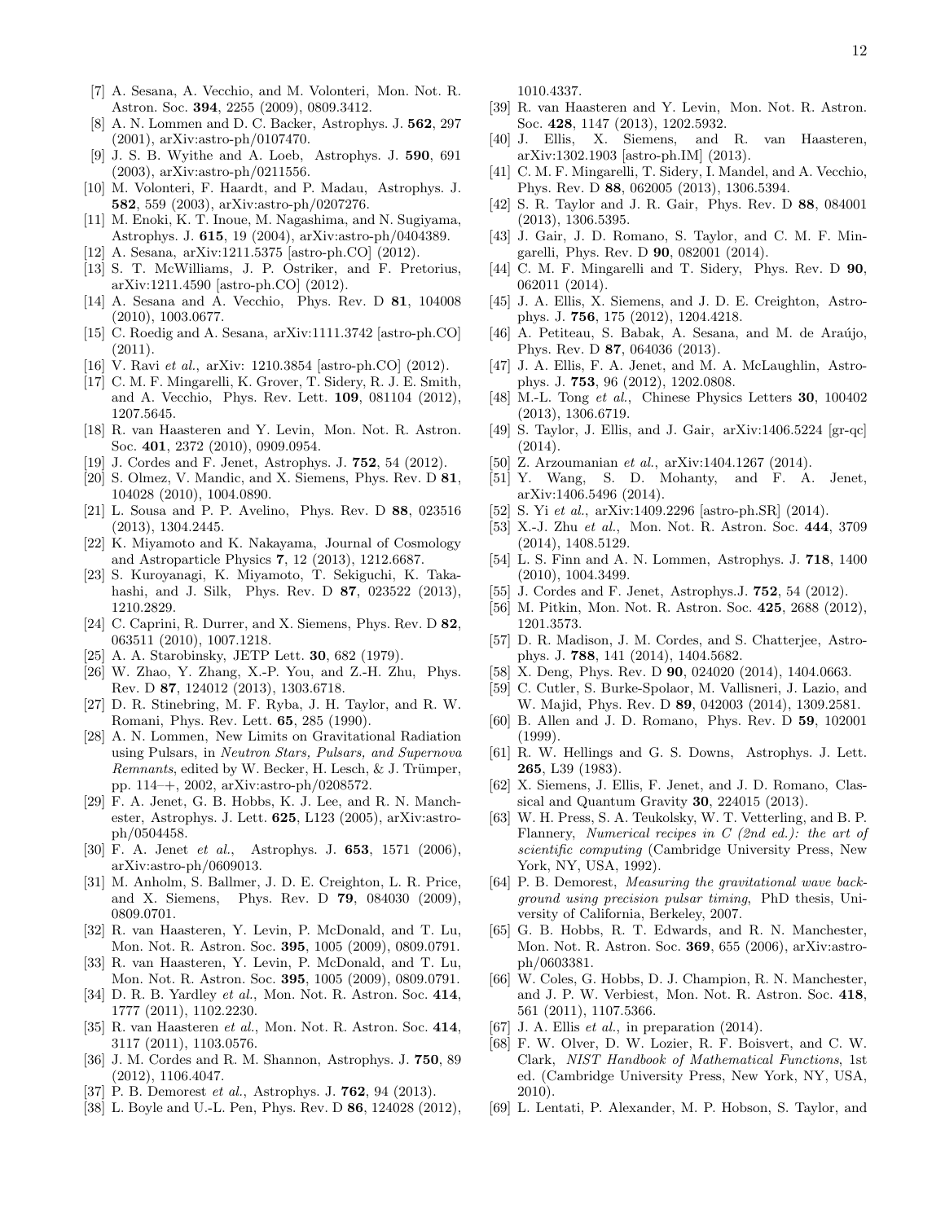[7] A. Sesana, A. Vecchio, and M. Volonteri, Mon. Not. R. Astron. Soc. **394**, 2255 (2009), 0809.3412.

[8] A. N. Lommen and D. C. Backer, Astrophys. J. **562**, 297 (2001), arXiv:astro-ph/0107470.

[9] J. S. B. Wyithe and A. Loeb, Astrophys. J. **590**, 691 (2003), arXiv:astro-ph/0211556.

[10] M. Volonteri, F. Haardt, and P. Madau, Astrophys. J. **582**, 559 (2003), arXiv:astro-ph/0207276.

[11] M. Enoki, K. T. Inoue, M. Nagashima, and N. Sugiyama, Astrophys. J. **615**, 19 (2004), arXiv:astro-ph/0404389.

[12] A. Sesana, arXiv:1211.5375 [astro-ph.CO] (2012).

[13] S. T. McWilliams, J. P. Ostriker, and F. Pretorius, arXiv:1211.4590 [astro-ph.CO] (2012).

[14] A. Sesana and A. Vecchio, Phys. Rev. D **81**, 104008 (2010), 1003.0677.

[15] C. Roedig and A. Sesana, arXiv:1111.3742 [astro-ph.CO] (2011).

[16] V. Ravi *et al.*, arXiv: 1210.3854 [astro-ph.CO] (2012).

[17] C. M. F. Mingarelli, K. Grover, T. Sidery, R. J. E. Smith, and A. Vecchio, Phys. Rev. Lett. **109**, 081104 (2012), 1207.5645.

[18] R. van Haasteren and Y. Levin, Mon. Not. R. Astron. Soc. **401**, 2372 (2010), 0909.0954.

[19] J. Cordes and F. Jenet, Astrophys. J. **752**, 54 (2012).

[20] S. Olmez, V. Mandic, and X. Siemens, Phys. Rev. D **81**, 104028 (2010), 1004.0890.

[21] L. Sousa and P. P. Avelino, Phys. Rev. D **88**, 023516 (2013), 1304.2445.

[22] K. Miyamoto and K. Nakayama, Journal of Cosmology and Astroparticle Physics **7**, 12 (2013), 1212.6687.

[23] S. Kuroyanagi, K. Miyamoto, T. Sekiguchi, K. Takahashi, and J. Silk, Phys. Rev. D **87**, 023522 (2013), 1210.2829.

[24] C. Caprini, R. Durrer, and X. Siemens, Phys. Rev. D **82**, 063511 (2010), 1007.1218.

[25] A. A. Starobinsky, JETP Lett. **30**, 682 (1979).

[26] W. Zhao, Y. Zhang, X.-P. You, and Z.-H. Zhu, Phys. Rev. D **87**, 124012 (2013), 1303.6718.

[27] D. R. Stinebring, M. F. Ryba, J. H. Taylor, and R. W. Romani, Phys. Rev. Lett. **65**, 285 (1990).

[28] A. N. Lommen, New Limits on Gravitational Radiation using Pulsars, in *Neutron Stars, Pulsars, and Supernova Remnants*, edited by W. Becker, H. Lesch, & J. Trümper, pp. 114–+, 2002, arXiv:astro-ph/0208572.

[29] F. A. Jenet, G. B. Hobbs, K. J. Lee, and R. N. Manchester, Astrophys. J. Lett. **625**, L123 (2005), arXiv:astro-ph/0504458.

[30] F. A. Jenet *et al.*, Astrophys. J. **653**, 1571 (2006), arXiv:astro-ph/0609013.

[31] M. Anholm, S. Ballmer, J. D. E. Creighton, L. R. Price, and X. Siemens, Phys. Rev. D **79**, 084030 (2009), 0809.0701.

[32] R. van Haasteren, Y. Levin, P. McDonald, and T. Lu, Mon. Not. R. Astron. Soc. **395**, 1005 (2009), 0809.0791.

[33] R. van Haasteren, Y. Levin, P. McDonald, and T. Lu, Mon. Not. R. Astron. Soc. **395**, 1005 (2009), 0809.0791.

[34] D. R. B. Yardley *et al.*, Mon. Not. R. Astron. Soc. **414**, 1777 (2011), 1102.2230.

[35] R. van Haasteren *et al.*, Mon. Not. R. Astron. Soc. **414**, 3117 (2011), 1103.0576.

[36] J. M. Cordes and R. M. Shannon, Astrophys. J. **750**, 89 (2012), 1106.4047.

[37] P. B. Demorest *et al.*, Astrophys. J. **762**, 94 (2013).

[38] L. Boyle and U.-L. Pen, Phys. Rev. D **86**, 124028 (2012), 1010.4337.

[39] R. van Haasteren and Y. Levin, Mon. Not. R. Astron. Soc. **428**, 1147 (2013), 1202.5932.

[40] J. Ellis, X. Siemens, and R. van Haasteren, arXiv:1302.1903 [astro-ph.IM] (2013).

[41] C. M. F. Mingarelli, T. Sidery, I. Mandel, and A. Vecchio, Phys. Rev. D **88**, 062005 (2013), 1306.5394.

[42] S. R. Taylor and J. R. Gair, Phys. Rev. D **88**, 084001 (2013), 1306.5395.

[43] J. Gair, J. D. Romano, S. Taylor, and C. M. F. Mingarelli, Phys. Rev. D **90**, 082001 (2014).

[44] C. M. F. Mingarelli and T. Sidery, Phys. Rev. D **90**, 062011 (2014).

[45] J. A. Ellis, X. Siemens, and J. D. E. Creighton, Astrophys. J. **756**, 175 (2012), 1204.4218.

[46] A. Petiteau, S. Babak, A. Sesana, and M. de Araújo, Phys. Rev. D **87**, 064036 (2013).

[47] J. A. Ellis, F. A. Jenet, and M. A. McLaughlin, Astrophys. J. **753**, 96 (2012), 1202.0808.

[48] M.-L. Tong *et al.*, Chinese Physics Letters **30**, 100402 (2013), 1306.6719.

[49] S. Taylor, J. Ellis, and J. Gair, arXiv:1406.5224 [gr-qc] (2014).

[50] Z. Arzoumanian *et al.*, arXiv:1404.1267 (2014).

[51] Y. Wang, S. D. Mohanty, and F. A. Jenet, arXiv:1406.5496 (2014).

[52] S. Yi *et al.*, arXiv:1409.2296 [astro-ph.SR] (2014).

[53] X.-J. Zhu *et al.*, Mon. Not. R. Astron. Soc. **444**, 3709 (2014), 1408.5129.

[54] L. S. Finn and A. N. Lommen, Astrophys. J. **718**, 1400 (2010), 1004.3499.

[55] J. Cordes and F. Jenet, Astrophys.J. **752**, 54 (2012).

[56] M. Pitkin, Mon. Not. R. Astron. Soc. **425**, 2688 (2012), 1201.3573.

[57] D. R. Madison, J. M. Cordes, and S. Chatterjee, Astrophys. J. **788**, 141 (2014), 1404.5682.

[58] X. Deng, Phys. Rev. D **90**, 024020 (2014), 1404.0663.

[59] C. Cutler, S. Burke-Spolaor, M. Vallisneri, J. Lazio, and W. Majid, Phys. Rev. D **89**, 042003 (2014), 1309.2581.

[60] B. Allen and J. D. Romano, Phys. Rev. D **59**, 102001 (1999).

[61] R. W. Hellings and G. S. Downs, Astrophys. J. Lett. **265**, L39 (1983).

[62] X. Siemens, J. Ellis, F. Jenet, and J. D. Romano, Classical and Quantum Gravity **30**, 224015 (2013).

[63] W. H. Press, S. A. Teukolsky, W. T. Vetterling, and B. P. Flannery, *Numerical recipes in C (2nd ed.): the art of scientific computing* (Cambridge University Press, New York, NY, USA, 1992).

[64] P. B. Demorest, *Measuring the gravitational wave background using precision pulsar timing*, PhD thesis, University of California, Berkeley, 2007.

[65] G. B. Hobbs, R. T. Edwards, and R. N. Manchester, Mon. Not. R. Astron. Soc. **369**, 655 (2006), arXiv:astro-ph/0603381.

[66] W. Coles, G. Hobbs, D. J. Champion, R. N. Manchester, and J. P. W. Verbiest, Mon. Not. R. Astron. Soc. **418**, 561 (2011), 1107.5366.

[67] J. A. Ellis *et al.*, in preparation (2014).

[68] F. W. Olver, D. W. Lozier, R. F. Boisvert, and C. W. Clark, *NIST Handbook of Mathematical Functions*, 1st ed. (Cambridge University Press, New York, NY, USA, 2010).

[69] L. Lentati, P. Alexander, M. P. Hobson, S. Taylor, and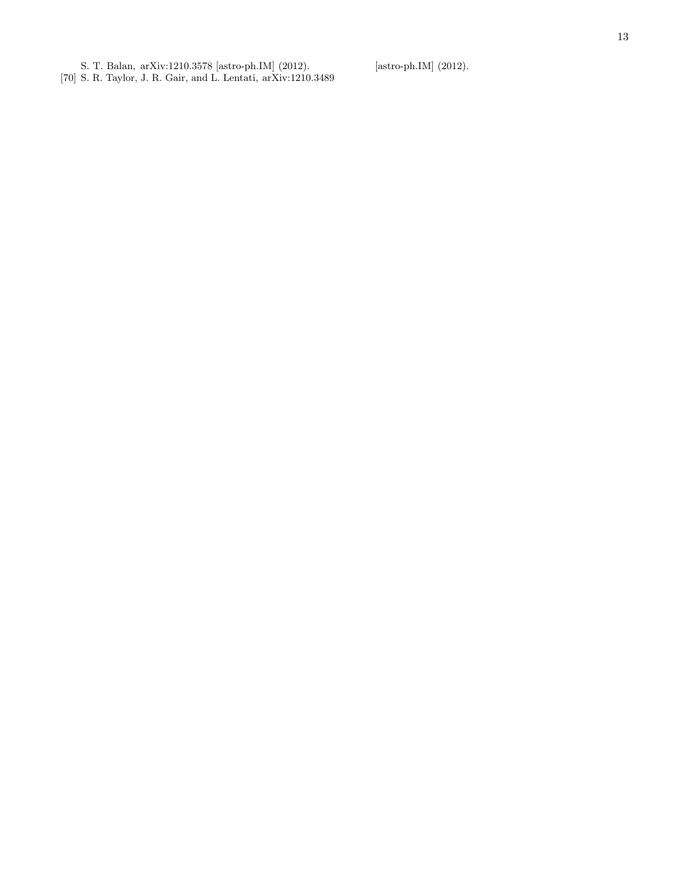S. T. Balan, arXiv:1210.3578 [astro-ph.IM] (2012).

[70] S. R. Taylor, J. R. Gair, and L. Lentati, arXiv:1210.3489 [astro-ph.IM] (2012).